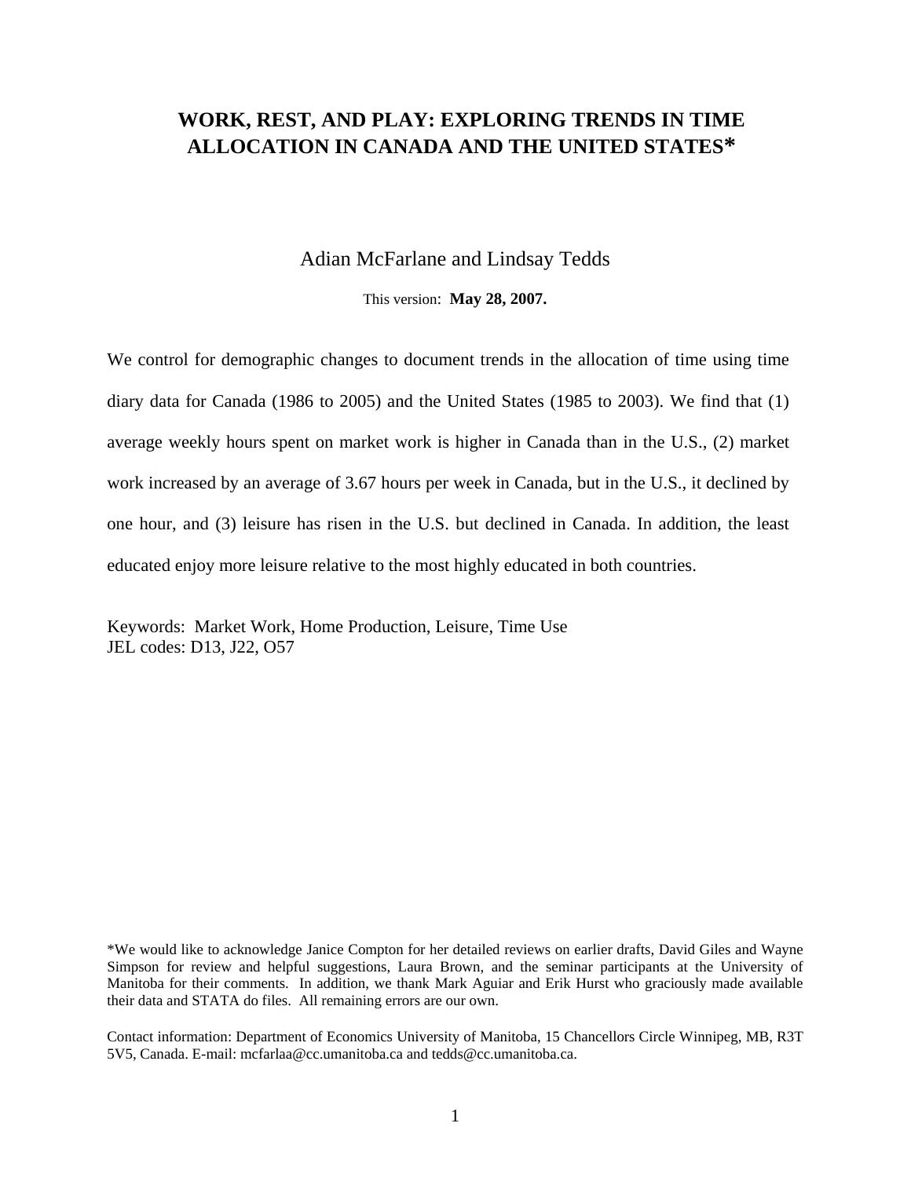# WORK, REST, AND PLAY: EXPLORING TRENDS IN TIME ALLOCATION IN CANADA AND THE UNITED STATES*

Adian McFarlane and Lindsay Tedds

This version: **May 28, 2007.**

We control for demographic changes to document trends in the allocation of time using time diary data for Canada (1986 to 2005) and the United States (1985 to 2003). We find that (1) average weekly hours spent on market work is higher in Canada than in the U.S., (2) market work increased by an average of 3.67 hours per week in Canada, but in the U.S., it declined by one hour, and (3) leisure has risen in the U.S. but declined in Canada. In addition, the least educated enjoy more leisure relative to the most highly educated in both countries.

Keywords: Market Work, Home Production, Leisure, Time Use
JEL codes: D13, J22, O57

*We would like to acknowledge Janice Compton for her detailed reviews on earlier drafts, David Giles and Wayne Simpson for review and helpful suggestions, Laura Brown, and the seminar participants at the University of Manitoba for their comments. In addition, we thank Mark Aguiar and Erik Hurst who graciously made available their data and STATA do files. All remaining errors are our own.

Contact information: Department of Economics University of Manitoba, 15 Chancellors Circle Winnipeg, MB, R3T 5V5, Canada. E-mail: mcfarlaa@cc.umanitoba.ca and tedds@cc.umanitoba.ca.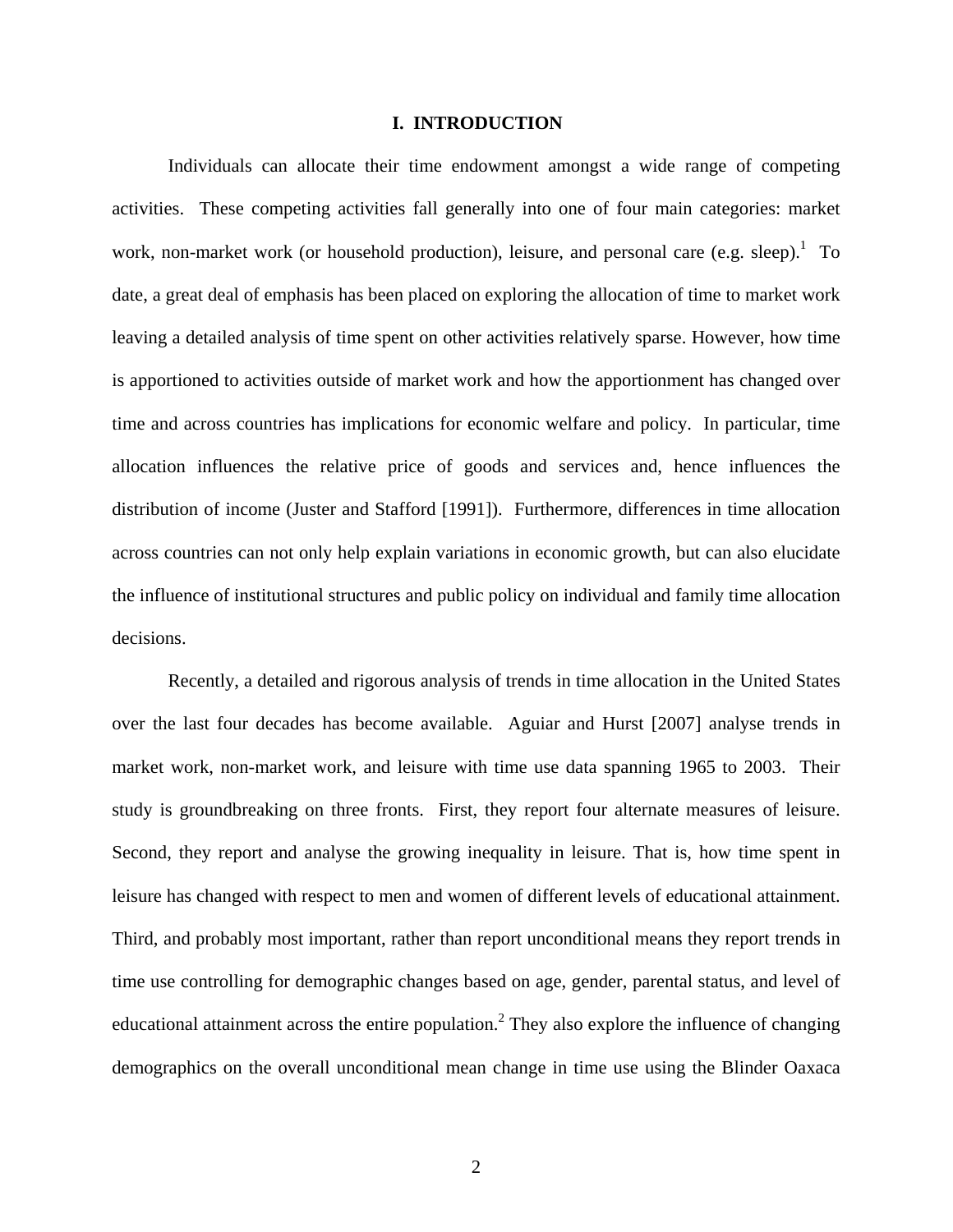## I. INTRODUCTION

Individuals can allocate their time endowment amongst a wide range of competing activities. These competing activities fall generally into one of four main categories: market work, non-market work (or household production), leisure, and personal care (e.g. sleep).[1] To date, a great deal of emphasis has been placed on exploring the allocation of time to market work leaving a detailed analysis of time spent on other activities relatively sparse. However, how time is apportioned to activities outside of market work and how the apportionment has changed over time and across countries has implications for economic welfare and policy. In particular, time allocation influences the relative price of goods and services and, hence influences the distribution of income (Juster and Stafford [1991]). Furthermore, differences in time allocation across countries can not only help explain variations in economic growth, but can also elucidate the influence of institutional structures and public policy on individual and family time allocation decisions.

Recently, a detailed and rigorous analysis of trends in time allocation in the United States over the last four decades has become available. Aguiar and Hurst [2007] analyse trends in market work, non-market work, and leisure with time use data spanning 1965 to 2003. Their study is groundbreaking on three fronts. First, they report four alternate measures of leisure. Second, they report and analyse the growing inequality in leisure. That is, how time spent in leisure has changed with respect to men and women of different levels of educational attainment. Third, and probably most important, rather than report unconditional means they report trends in time use controlling for demographic changes based on age, gender, parental status, and level of educational attainment across the entire population.[2] They also explore the influence of changing demographics on the overall unconditional mean change in time use using the Blinder Oaxaca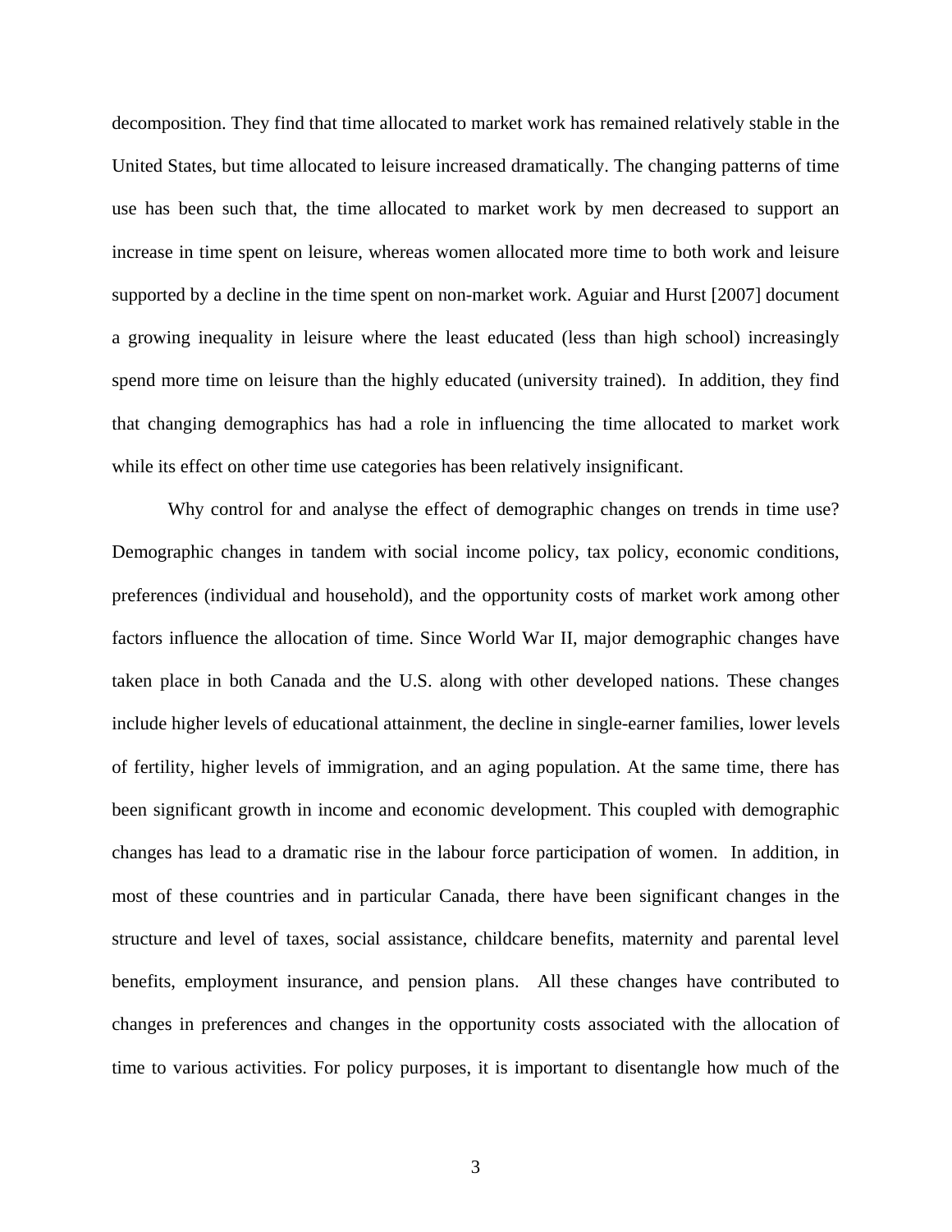decomposition. They find that time allocated to market work has remained relatively stable in the United States, but time allocated to leisure increased dramatically. The changing patterns of time use has been such that, the time allocated to market work by men decreased to support an increase in time spent on leisure, whereas women allocated more time to both work and leisure supported by a decline in the time spent on non-market work. Aguiar and Hurst [2007] document a growing inequality in leisure where the least educated (less than high school) increasingly spend more time on leisure than the highly educated (university trained). In addition, they find that changing demographics has had a role in influencing the time allocated to market work while its effect on other time use categories has been relatively insignificant.

Why control for and analyse the effect of demographic changes on trends in time use? Demographic changes in tandem with social income policy, tax policy, economic conditions, preferences (individual and household), and the opportunity costs of market work among other factors influence the allocation of time. Since World War II, major demographic changes have taken place in both Canada and the U.S. along with other developed nations. These changes include higher levels of educational attainment, the decline in single-earner families, lower levels of fertility, higher levels of immigration, and an aging population. At the same time, there has been significant growth in income and economic development. This coupled with demographic changes has lead to a dramatic rise in the labour force participation of women. In addition, in most of these countries and in particular Canada, there have been significant changes in the structure and level of taxes, social assistance, childcare benefits, maternity and parental level benefits, employment insurance, and pension plans. All these changes have contributed to changes in preferences and changes in the opportunity costs associated with the allocation of time to various activities. For policy purposes, it is important to disentangle how much of the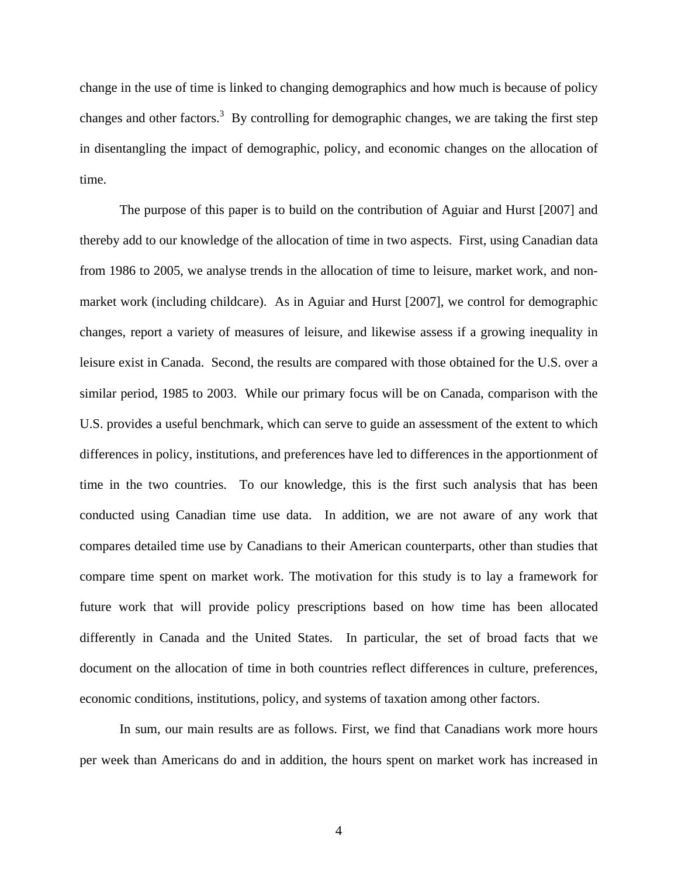change in the use of time is linked to changing demographics and how much is because of policy changes and other factors.[3] By controlling for demographic changes, we are taking the first step in disentangling the impact of demographic, policy, and economic changes on the allocation of time.

The purpose of this paper is to build on the contribution of Aguiar and Hurst [2007] and thereby add to our knowledge of the allocation of time in two aspects. First, using Canadian data from 1986 to 2005, we analyse trends in the allocation of time to leisure, market work, and non-market work (including childcare). As in Aguiar and Hurst [2007], we control for demographic changes, report a variety of measures of leisure, and likewise assess if a growing inequality in leisure exist in Canada. Second, the results are compared with those obtained for the U.S. over a similar period, 1985 to 2003. While our primary focus will be on Canada, comparison with the U.S. provides a useful benchmark, which can serve to guide an assessment of the extent to which differences in policy, institutions, and preferences have led to differences in the apportionment of time in the two countries. To our knowledge, this is the first such analysis that has been conducted using Canadian time use data. In addition, we are not aware of any work that compares detailed time use by Canadians to their American counterparts, other than studies that compare time spent on market work. The motivation for this study is to lay a framework for future work that will provide policy prescriptions based on how time has been allocated differently in Canada and the United States. In particular, the set of broad facts that we document on the allocation of time in both countries reflect differences in culture, preferences, economic conditions, institutions, policy, and systems of taxation among other factors.

In sum, our main results are as follows. First, we find that Canadians work more hours per week than Americans do and in addition, the hours spent on market work has increased in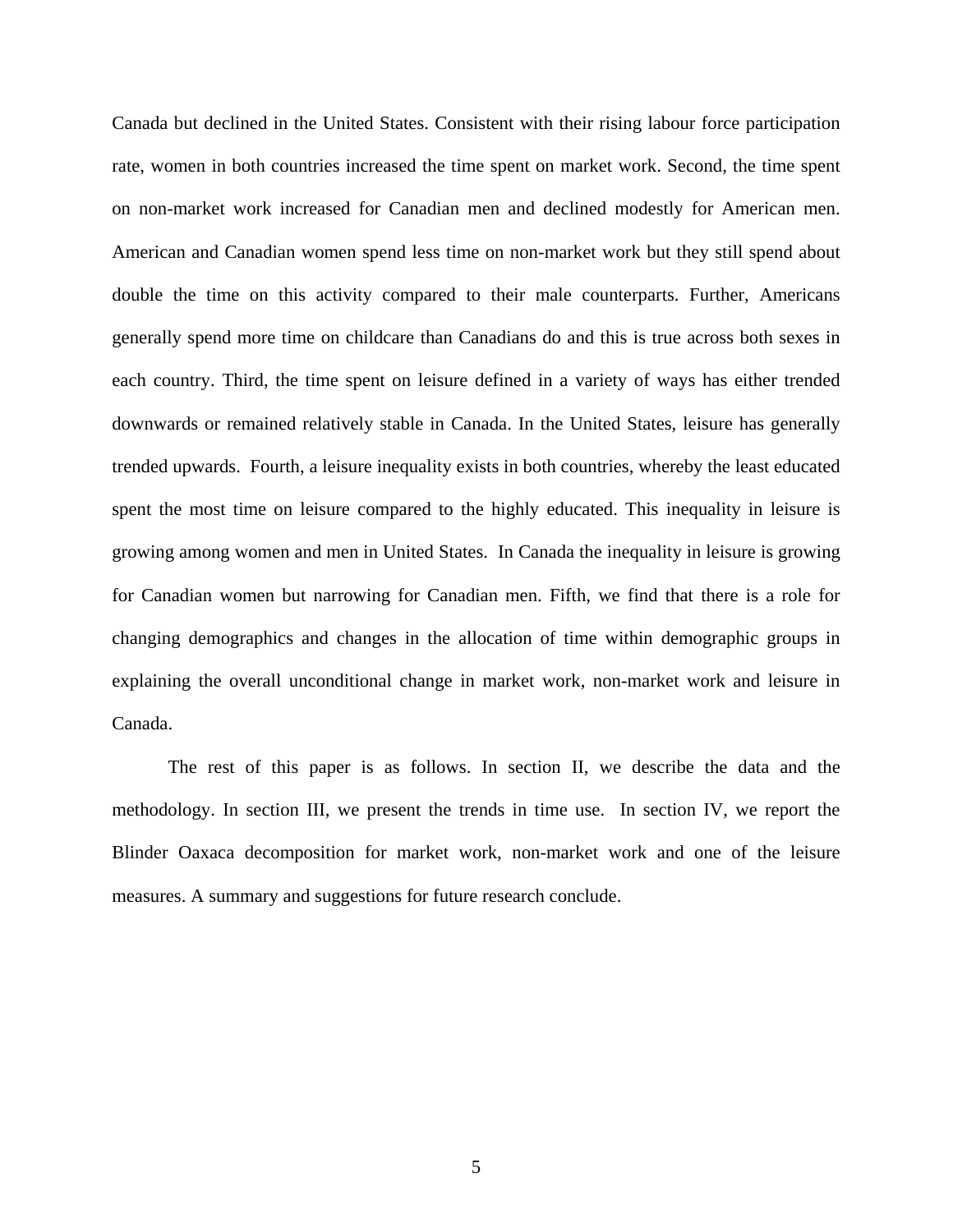Canada but declined in the United States. Consistent with their rising labour force participation rate, women in both countries increased the time spent on market work. Second, the time spent on non-market work increased for Canadian men and declined modestly for American men. American and Canadian women spend less time on non-market work but they still spend about double the time on this activity compared to their male counterparts. Further, Americans generally spend more time on childcare than Canadians do and this is true across both sexes in each country. Third, the time spent on leisure defined in a variety of ways has either trended downwards or remained relatively stable in Canada. In the United States, leisure has generally trended upwards. Fourth, a leisure inequality exists in both countries, whereby the least educated spent the most time on leisure compared to the highly educated. This inequality in leisure is growing among women and men in United States. In Canada the inequality in leisure is growing for Canadian women but narrowing for Canadian men. Fifth, we find that there is a role for changing demographics and changes in the allocation of time within demographic groups in explaining the overall unconditional change in market work, non-market work and leisure in Canada.

The rest of this paper is as follows. In section II, we describe the data and the methodology. In section III, we present the trends in time use. In section IV, we report the Blinder Oaxaca decomposition for market work, non-market work and one of the leisure measures. A summary and suggestions for future research conclude.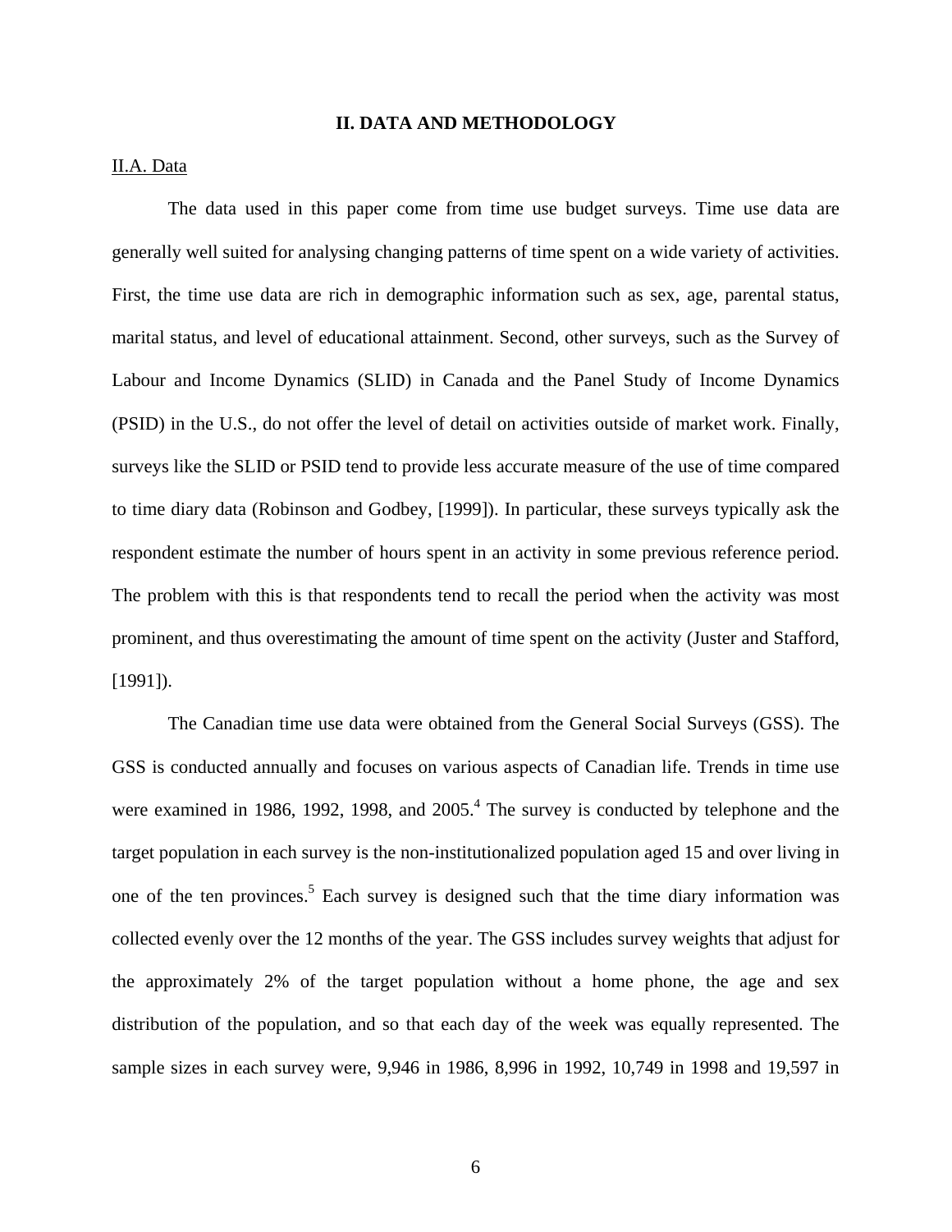## II. DATA AND METHODOLOGY

II.A. Data

The data used in this paper come from time use budget surveys. Time use data are generally well suited for analysing changing patterns of time spent on a wide variety of activities. First, the time use data are rich in demographic information such as sex, age, parental status, marital status, and level of educational attainment. Second, other surveys, such as the Survey of Labour and Income Dynamics (SLID) in Canada and the Panel Study of Income Dynamics (PSID) in the U.S., do not offer the level of detail on activities outside of market work. Finally, surveys like the SLID or PSID tend to provide less accurate measure of the use of time compared to time diary data (Robinson and Godbey, [1999]). In particular, these surveys typically ask the respondent estimate the number of hours spent in an activity in some previous reference period. The problem with this is that respondents tend to recall the period when the activity was most prominent, and thus overestimating the amount of time spent on the activity (Juster and Stafford, [1991]).

The Canadian time use data were obtained from the General Social Surveys (GSS). The GSS is conducted annually and focuses on various aspects of Canadian life. Trends in time use were examined in 1986, 1992, 1998, and 2005.[4] The survey is conducted by telephone and the target population in each survey is the non-institutionalized population aged 15 and over living in one of the ten provinces.[5] Each survey is designed such that the time diary information was collected evenly over the 12 months of the year. The GSS includes survey weights that adjust for the approximately 2% of the target population without a home phone, the age and sex distribution of the population, and so that each day of the week was equally represented. The sample sizes in each survey were, 9,946 in 1986, 8,996 in 1992, 10,749 in 1998 and 19,597 in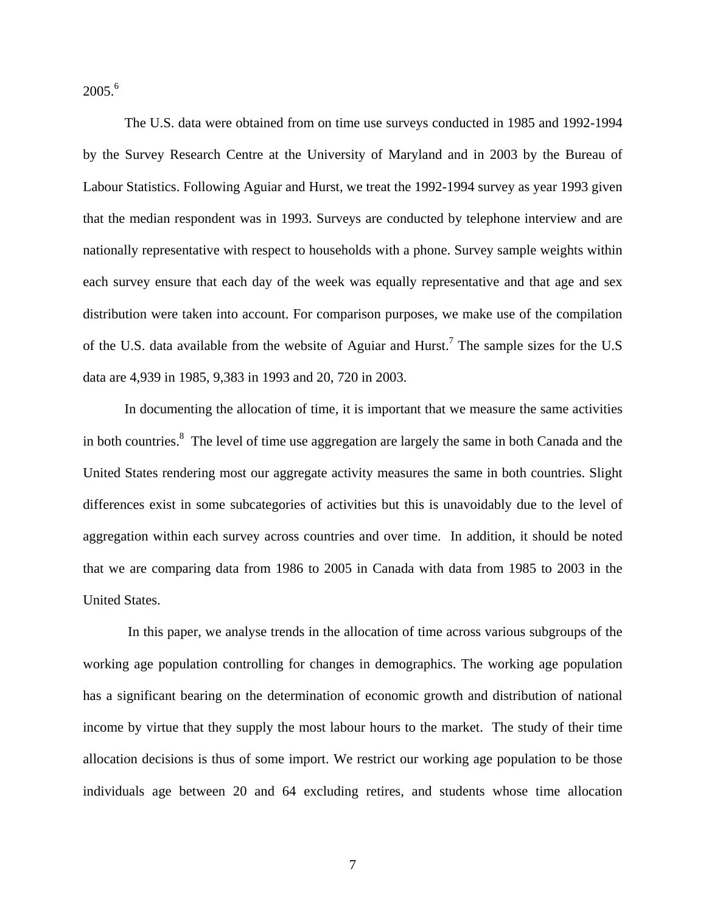2005.[6]

The U.S. data were obtained from on time use surveys conducted in 1985 and 1992-1994 by the Survey Research Centre at the University of Maryland and in 2003 by the Bureau of Labour Statistics. Following Aguiar and Hurst, we treat the 1992-1994 survey as year 1993 given that the median respondent was in 1993. Surveys are conducted by telephone interview and are nationally representative with respect to households with a phone. Survey sample weights within each survey ensure that each day of the week was equally representative and that age and sex distribution were taken into account. For comparison purposes, we make use of the compilation of the U.S. data available from the website of Aguiar and Hurst.[7] The sample sizes for the U.S data are 4,939 in 1985, 9,383 in 1993 and 20, 720 in 2003.

In documenting the allocation of time, it is important that we measure the same activities in both countries.[8] The level of time use aggregation are largely the same in both Canada and the United States rendering most our aggregate activity measures the same in both countries. Slight differences exist in some subcategories of activities but this is unavoidably due to the level of aggregation within each survey across countries and over time. In addition, it should be noted that we are comparing data from 1986 to 2005 in Canada with data from 1985 to 2003 in the United States.

In this paper, we analyse trends in the allocation of time across various subgroups of the working age population controlling for changes in demographics. The working age population has a significant bearing on the determination of economic growth and distribution of national income by virtue that they supply the most labour hours to the market. The study of their time allocation decisions is thus of some import. We restrict our working age population to be those individuals age between 20 and 64 excluding retires, and students whose time allocation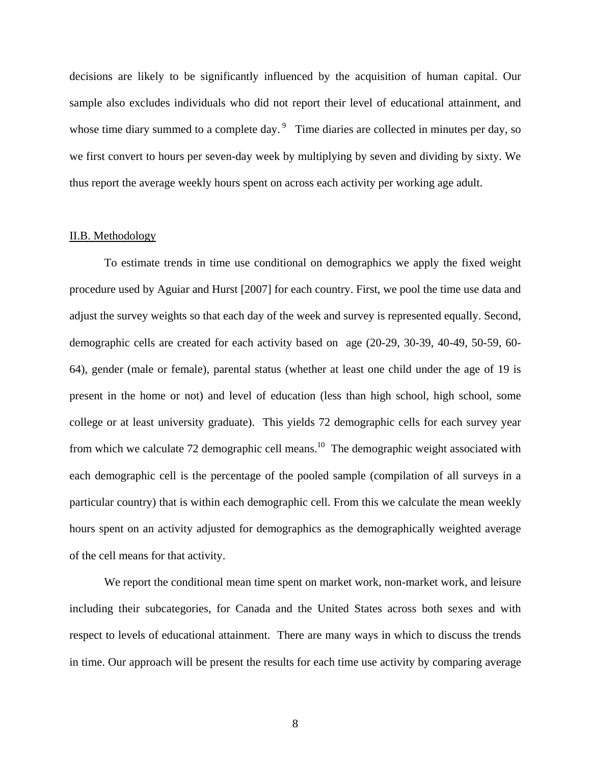decisions are likely to be significantly influenced by the acquisition of human capital. Our sample also excludes individuals who did not report their level of educational attainment, and whose time diary summed to a complete day.[9] Time diaries are collected in minutes per day, so we first convert to hours per seven-day week by multiplying by seven and dividing by sixty. We thus report the average weekly hours spent on across each activity per working age adult.

## II.B. Methodology

To estimate trends in time use conditional on demographics we apply the fixed weight procedure used by Aguiar and Hurst [2007] for each country. First, we pool the time use data and adjust the survey weights so that each day of the week and survey is represented equally. Second, demographic cells are created for each activity based on age (20-29, 30-39, 40-49, 50-59, 60-64), gender (male or female), parental status (whether at least one child under the age of 19 is present in the home or not) and level of education (less than high school, high school, some college or at least university graduate). This yields 72 demographic cells for each survey year from which we calculate 72 demographic cell means.[10] The demographic weight associated with each demographic cell is the percentage of the pooled sample (compilation of all surveys in a particular country) that is within each demographic cell. From this we calculate the mean weekly hours spent on an activity adjusted for demographics as the demographically weighted average of the cell means for that activity.

We report the conditional mean time spent on market work, non-market work, and leisure including their subcategories, for Canada and the United States across both sexes and with respect to levels of educational attainment. There are many ways in which to discuss the trends in time. Our approach will be present the results for each time use activity by comparing average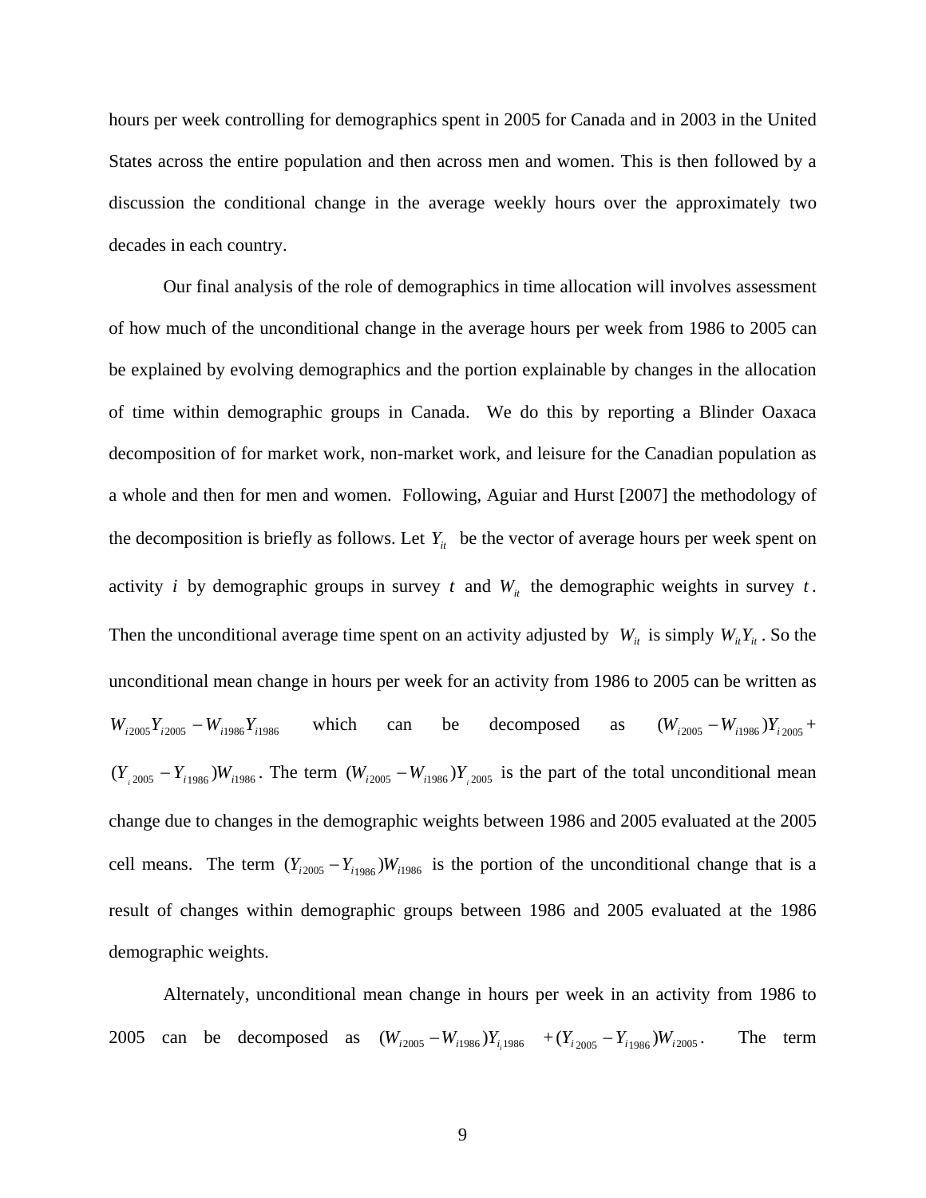hours per week controlling for demographics spent in 2005 for Canada and in 2003 in the United States across the entire population and then across men and women. This is then followed by a discussion the conditional change in the average weekly hours over the approximately two decades in each country.

Our final analysis of the role of demographics in time allocation will involves assessment of how much of the unconditional change in the average hours per week from 1986 to 2005 can be explained by evolving demographics and the portion explainable by changes in the allocation of time within demographic groups in Canada. We do this by reporting a Blinder Oaxaca decomposition of for market work, non-market work, and leisure for the Canadian population as a whole and then for men and women. Following, Aguiar and Hurst [2007] the methodology of the decomposition is briefly as follows. Let $Y_{it}$ be the vector of average hours per week spent on activity $i$ by demographic groups in survey $t$ and $W_{it}$ the demographic weights in survey $t$. Then the unconditional average time spent on an activity adjusted by $W_{it}$ is simply $W_{it}Y_{it}$. So the unconditional mean change in hours per week for an activity from 1986 to 2005 can be written as $W_{i2005}Y_{i2005} - W_{i1986}Y_{i1986}$ which can be decomposed as $(W_{i2005} - W_{i1986})Y_{i\,2005} +$ $(Y_{_i\,2005} - Y_{i\,1986})W_{i1986}$. The term $(W_{i2005} - W_{i1986})Y_{_i\,2005}$ is the part of the total unconditional mean change due to changes in the demographic weights between 1986 and 2005 evaluated at the 2005 cell means. The term $(Y_{i2005} - Y_{i1986})W_{i1986}$ is the portion of the unconditional change that is a result of changes within demographic groups between 1986 and 2005 evaluated at the 1986 demographic weights.

Alternately, unconditional mean change in hours per week in an activity from 1986 to 2005 can be decomposed as $(W_{i2005} - W_{i1986})Y_{i_i1986}$ $+ (Y_{i\,2005} - Y_{i1986})W_{i2005}$. The term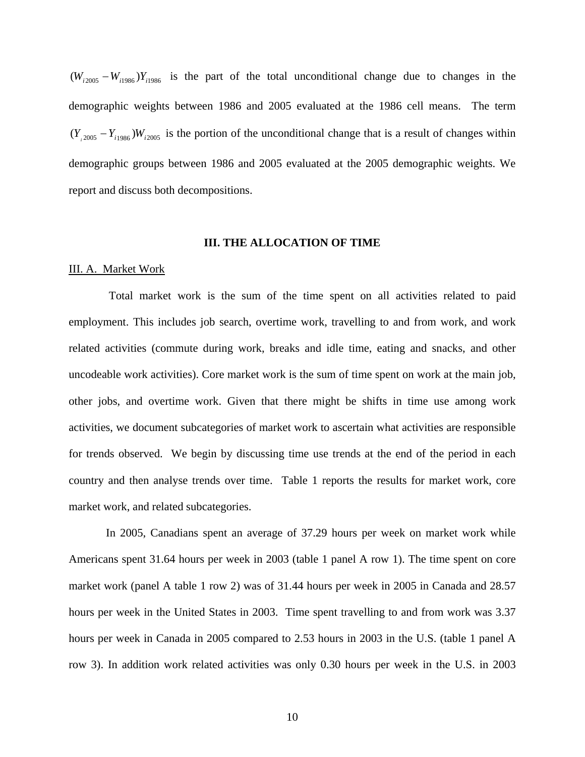$(W_{i2005} - W_{i1986})Y_{i1986}$ is the part of the total unconditional change due to changes in the demographic weights between 1986 and 2005 evaluated at the 1986 cell means. The term $(Y_{i2005} - Y_{i1986})W_{i2005}$ is the portion of the unconditional change that is a result of changes within demographic groups between 1986 and 2005 evaluated at the 2005 demographic weights. We report and discuss both decompositions.

## III. THE ALLOCATION OF TIME

### III. A. Market Work

Total market work is the sum of the time spent on all activities related to paid employment. This includes job search, overtime work, travelling to and from work, and work related activities (commute during work, breaks and idle time, eating and snacks, and other uncodeable work activities). Core market work is the sum of time spent on work at the main job, other jobs, and overtime work. Given that there might be shifts in time use among work activities, we document subcategories of market work to ascertain what activities are responsible for trends observed. We begin by discussing time use trends at the end of the period in each country and then analyse trends over time. Table 1 reports the results for market work, core market work, and related subcategories.

In 2005, Canadians spent an average of 37.29 hours per week on market work while Americans spent 31.64 hours per week in 2003 (table 1 panel A row 1). The time spent on core market work (panel A table 1 row 2) was of 31.44 hours per week in 2005 in Canada and 28.57 hours per week in the United States in 2003. Time spent travelling to and from work was 3.37 hours per week in Canada in 2005 compared to 2.53 hours in 2003 in the U.S. (table 1 panel A row 3). In addition work related activities was only 0.30 hours per week in the U.S. in 2003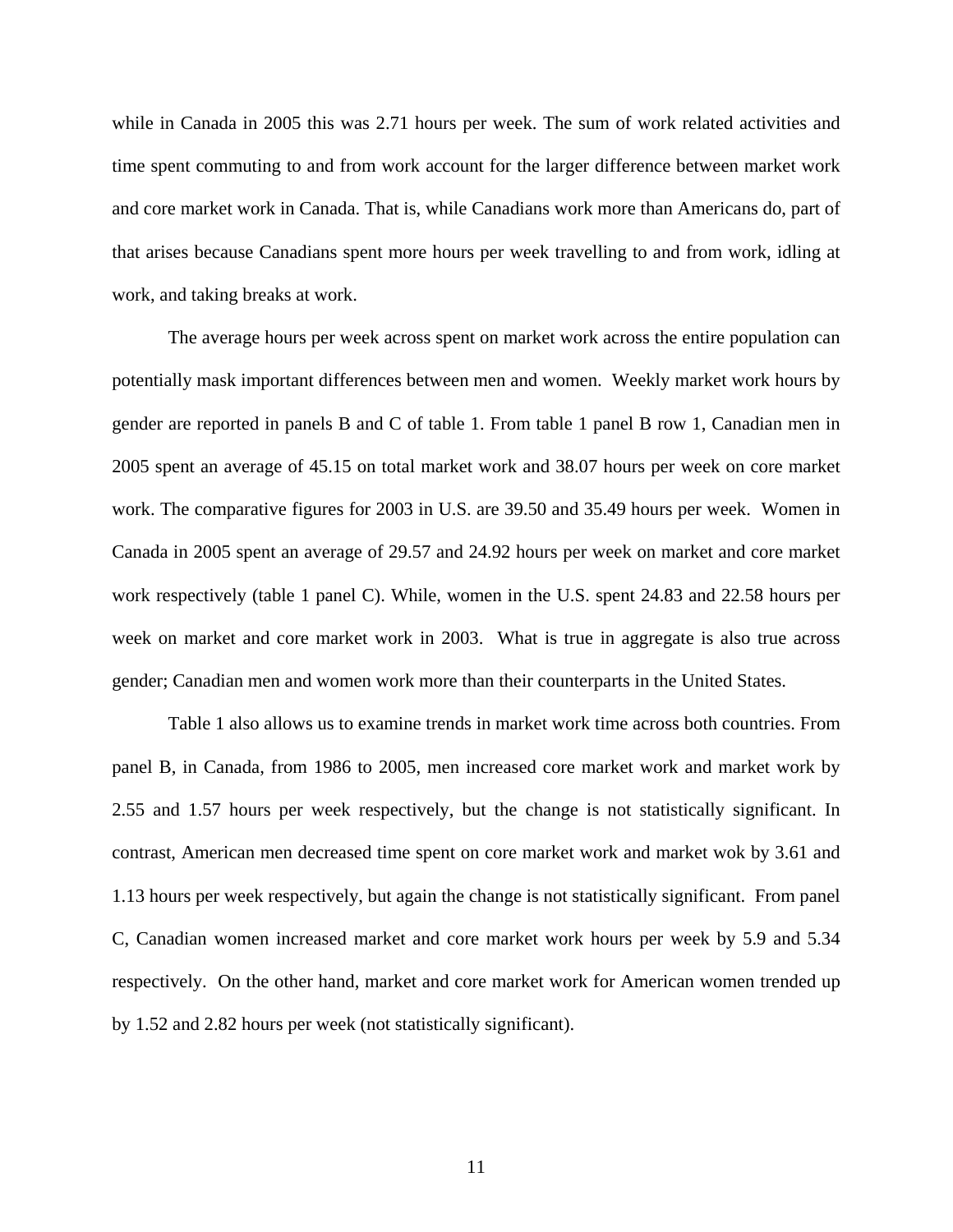while in Canada in 2005 this was 2.71 hours per week. The sum of work related activities and time spent commuting to and from work account for the larger difference between market work and core market work in Canada. That is, while Canadians work more than Americans do, part of that arises because Canadians spent more hours per week travelling to and from work, idling at work, and taking breaks at work.

The average hours per week across spent on market work across the entire population can potentially mask important differences between men and women. Weekly market work hours by gender are reported in panels B and C of table 1. From table 1 panel B row 1, Canadian men in 2005 spent an average of 45.15 on total market work and 38.07 hours per week on core market work. The comparative figures for 2003 in U.S. are 39.50 and 35.49 hours per week. Women in Canada in 2005 spent an average of 29.57 and 24.92 hours per week on market and core market work respectively (table 1 panel C). While, women in the U.S. spent 24.83 and 22.58 hours per week on market and core market work in 2003. What is true in aggregate is also true across gender; Canadian men and women work more than their counterparts in the United States.

Table 1 also allows us to examine trends in market work time across both countries. From panel B, in Canada, from 1986 to 2005, men increased core market work and market work by 2.55 and 1.57 hours per week respectively, but the change is not statistically significant. In contrast, American men decreased time spent on core market work and market wok by 3.61 and 1.13 hours per week respectively, but again the change is not statistically significant. From panel C, Canadian women increased market and core market work hours per week by 5.9 and 5.34 respectively. On the other hand, market and core market work for American women trended up by 1.52 and 2.82 hours per week (not statistically significant).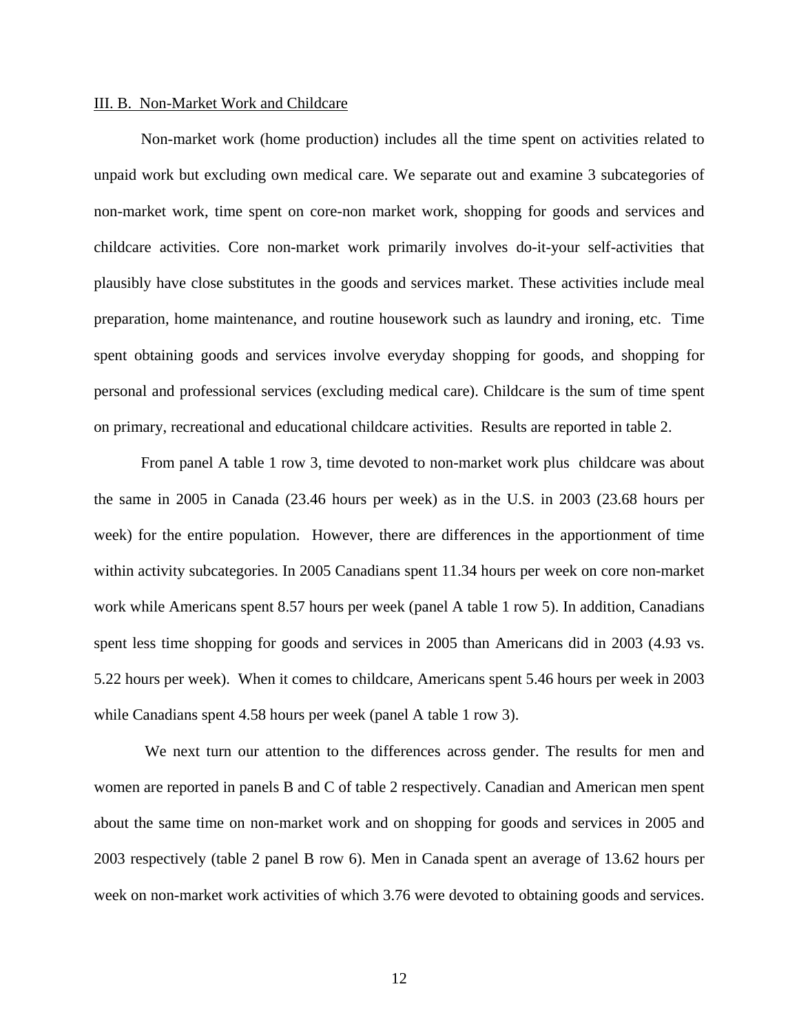III. B. Non-Market Work and Childcare

Non-market work (home production) includes all the time spent on activities related to unpaid work but excluding own medical care. We separate out and examine 3 subcategories of non-market work, time spent on core-non market work, shopping for goods and services and childcare activities. Core non-market work primarily involves do-it-your self-activities that plausibly have close substitutes in the goods and services market. These activities include meal preparation, home maintenance, and routine housework such as laundry and ironing, etc. Time spent obtaining goods and services involve everyday shopping for goods, and shopping for personal and professional services (excluding medical care). Childcare is the sum of time spent on primary, recreational and educational childcare activities. Results are reported in table 2.

From panel A table 1 row 3, time devoted to non-market work plus childcare was about the same in 2005 in Canada (23.46 hours per week) as in the U.S. in 2003 (23.68 hours per week) for the entire population. However, there are differences in the apportionment of time within activity subcategories. In 2005 Canadians spent 11.34 hours per week on core non-market work while Americans spent 8.57 hours per week (panel A table 1 row 5). In addition, Canadians spent less time shopping for goods and services in 2005 than Americans did in 2003 (4.93 vs. 5.22 hours per week). When it comes to childcare, Americans spent 5.46 hours per week in 2003 while Canadians spent 4.58 hours per week (panel A table 1 row 3).

We next turn our attention to the differences across gender. The results for men and women are reported in panels B and C of table 2 respectively. Canadian and American men spent about the same time on non-market work and on shopping for goods and services in 2005 and 2003 respectively (table 2 panel B row 6). Men in Canada spent an average of 13.62 hours per week on non-market work activities of which 3.76 were devoted to obtaining goods and services.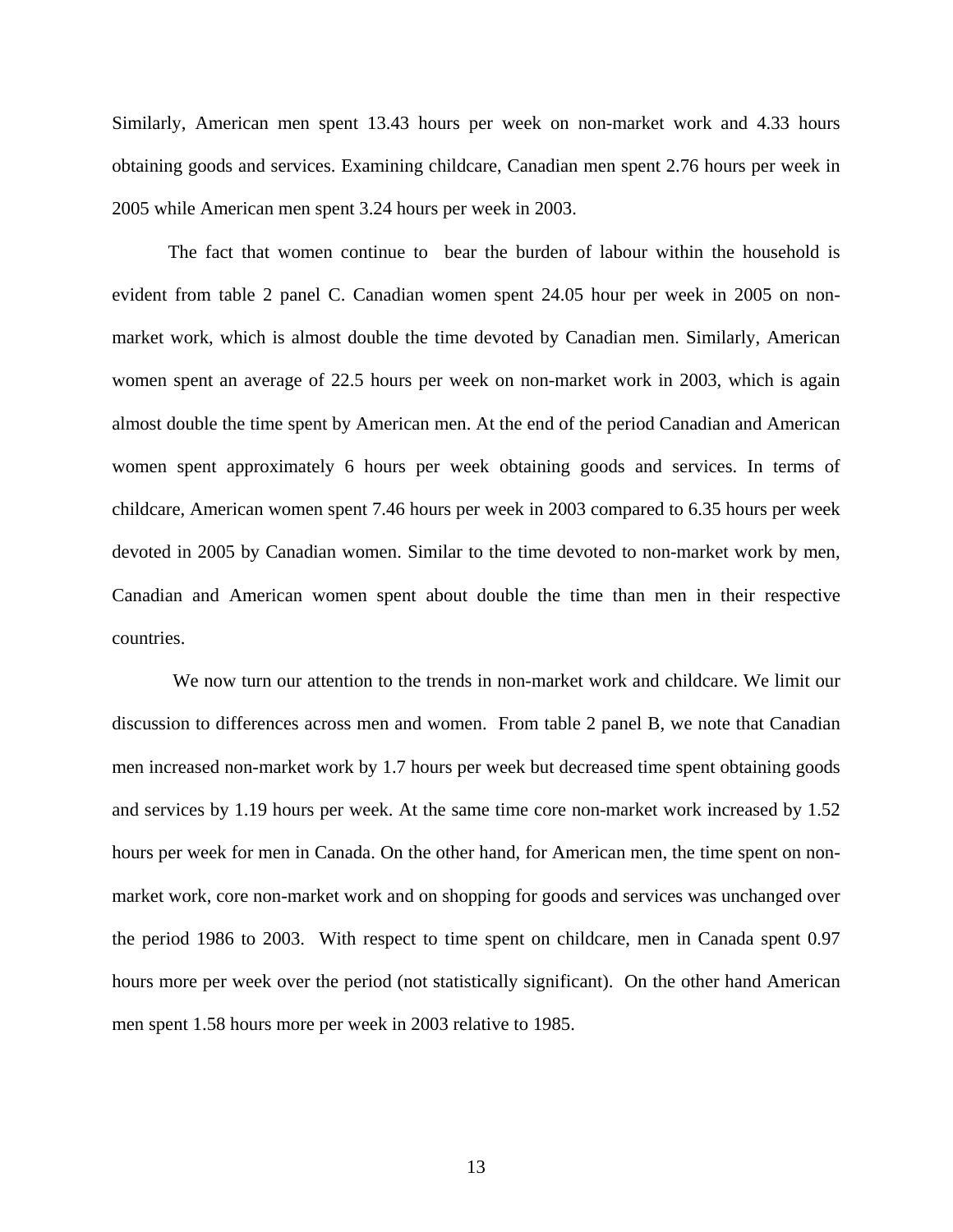Similarly, American men spent 13.43 hours per week on non-market work and 4.33 hours obtaining goods and services. Examining childcare, Canadian men spent 2.76 hours per week in 2005 while American men spent 3.24 hours per week in 2003.

The fact that women continue to bear the burden of labour within the household is evident from table 2 panel C. Canadian women spent 24.05 hour per week in 2005 on non-market work, which is almost double the time devoted by Canadian men. Similarly, American women spent an average of 22.5 hours per week on non-market work in 2003, which is again almost double the time spent by American men. At the end of the period Canadian and American women spent approximately 6 hours per week obtaining goods and services. In terms of childcare, American women spent 7.46 hours per week in 2003 compared to 6.35 hours per week devoted in 2005 by Canadian women. Similar to the time devoted to non-market work by men, Canadian and American women spent about double the time than men in their respective countries.

We now turn our attention to the trends in non-market work and childcare. We limit our discussion to differences across men and women. From table 2 panel B, we note that Canadian men increased non-market work by 1.7 hours per week but decreased time spent obtaining goods and services by 1.19 hours per week. At the same time core non-market work increased by 1.52 hours per week for men in Canada. On the other hand, for American men, the time spent on non-market work, core non-market work and on shopping for goods and services was unchanged over the period 1986 to 2003. With respect to time spent on childcare, men in Canada spent 0.97 hours more per week over the period (not statistically significant). On the other hand American men spent 1.58 hours more per week in 2003 relative to 1985.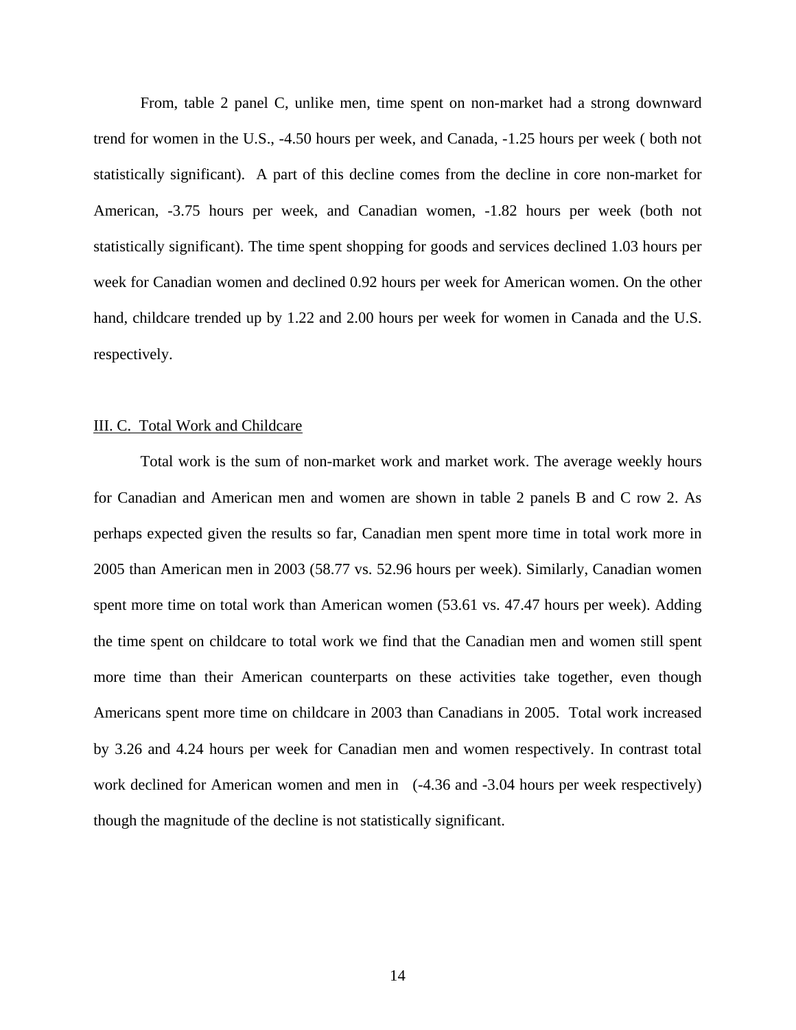From, table 2 panel C, unlike men, time spent on non-market had a strong downward trend for women in the U.S., -4.50 hours per week, and Canada, -1.25 hours per week ( both not statistically significant). A part of this decline comes from the decline in core non-market for American, -3.75 hours per week, and Canadian women, -1.82 hours per week (both not statistically significant). The time spent shopping for goods and services declined 1.03 hours per week for Canadian women and declined 0.92 hours per week for American women. On the other hand, childcare trended up by 1.22 and 2.00 hours per week for women in Canada and the U.S. respectively.

## III. C. Total Work and Childcare

Total work is the sum of non-market work and market work. The average weekly hours for Canadian and American men and women are shown in table 2 panels B and C row 2. As perhaps expected given the results so far, Canadian men spent more time in total work more in 2005 than American men in 2003 (58.77 vs. 52.96 hours per week). Similarly, Canadian women spent more time on total work than American women (53.61 vs. 47.47 hours per week). Adding the time spent on childcare to total work we find that the Canadian men and women still spent more time than their American counterparts on these activities take together, even though Americans spent more time on childcare in 2003 than Canadians in 2005. Total work increased by 3.26 and 4.24 hours per week for Canadian men and women respectively. In contrast total work declined for American women and men in (-4.36 and -3.04 hours per week respectively) though the magnitude of the decline is not statistically significant.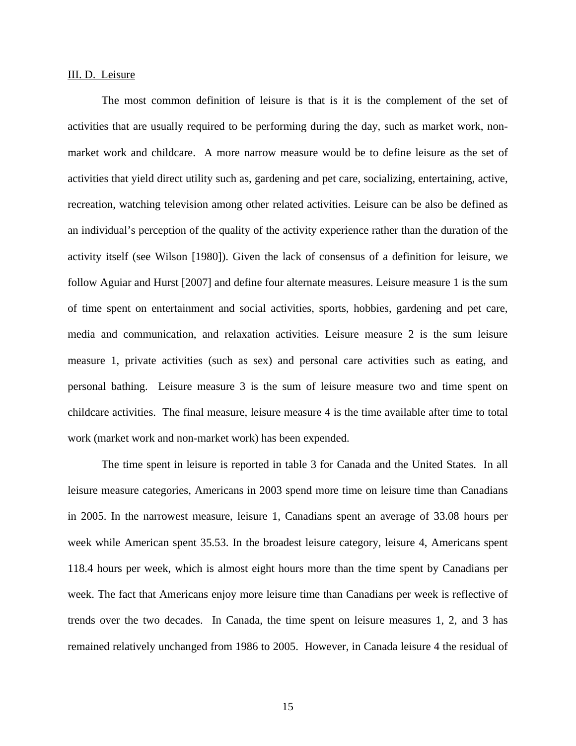III. D. Leisure

The most common definition of leisure is that is it is the complement of the set of activities that are usually required to be performing during the day, such as market work, non-market work and childcare. A more narrow measure would be to define leisure as the set of activities that yield direct utility such as, gardening and pet care, socializing, entertaining, active, recreation, watching television among other related activities. Leisure can be also be defined as an individual's perception of the quality of the activity experience rather than the duration of the activity itself (see Wilson [1980]). Given the lack of consensus of a definition for leisure, we follow Aguiar and Hurst [2007] and define four alternate measures. Leisure measure 1 is the sum of time spent on entertainment and social activities, sports, hobbies, gardening and pet care, media and communication, and relaxation activities. Leisure measure 2 is the sum leisure measure 1, private activities (such as sex) and personal care activities such as eating, and personal bathing. Leisure measure 3 is the sum of leisure measure two and time spent on childcare activities. The final measure, leisure measure 4 is the time available after time to total work (market work and non-market work) has been expended.

The time spent in leisure is reported in table 3 for Canada and the United States. In all leisure measure categories, Americans in 2003 spend more time on leisure time than Canadians in 2005. In the narrowest measure, leisure 1, Canadians spent an average of 33.08 hours per week while American spent 35.53. In the broadest leisure category, leisure 4, Americans spent 118.4 hours per week, which is almost eight hours more than the time spent by Canadians per week. The fact that Americans enjoy more leisure time than Canadians per week is reflective of trends over the two decades. In Canada, the time spent on leisure measures 1, 2, and 3 has remained relatively unchanged from 1986 to 2005. However, in Canada leisure 4 the residual of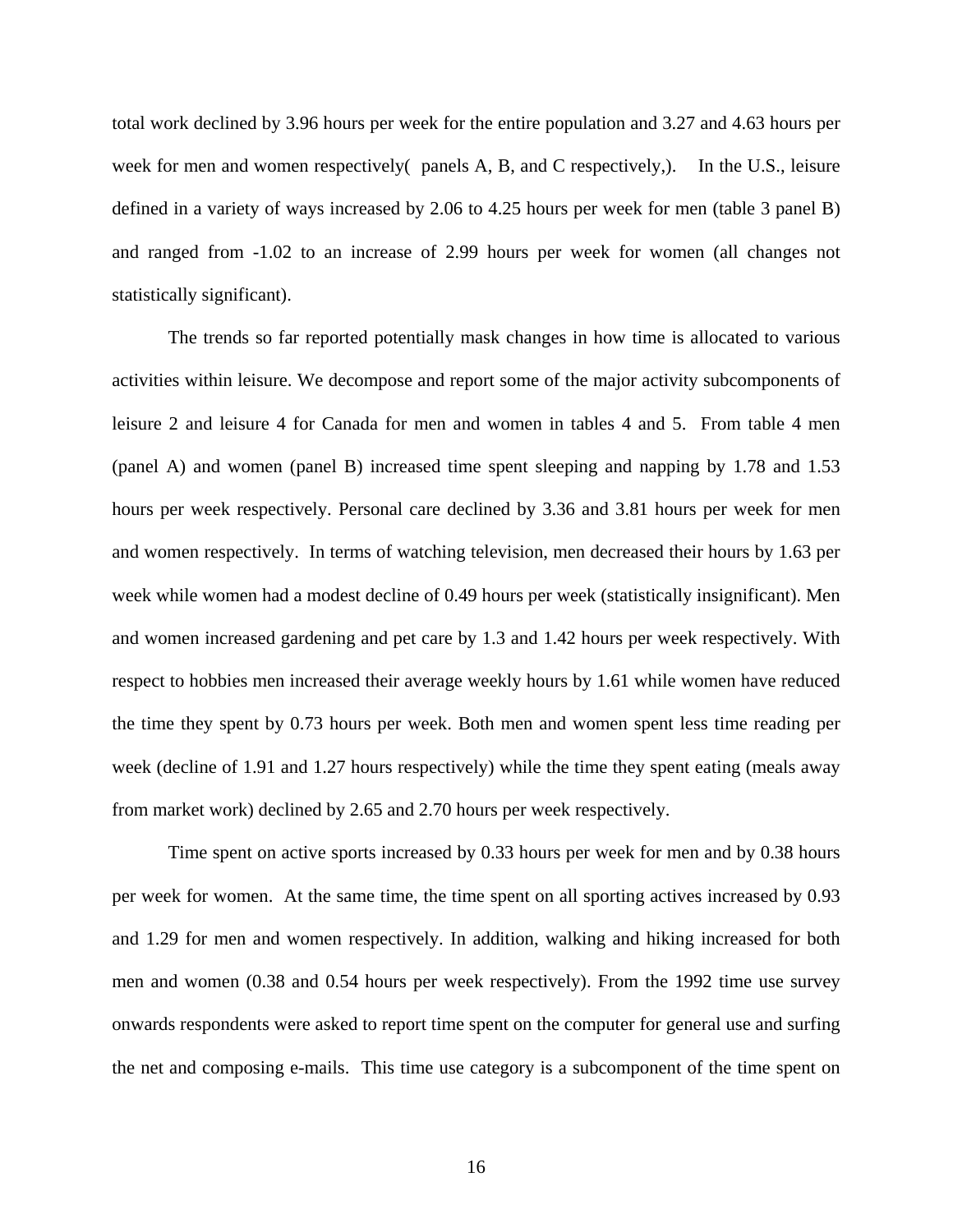total work declined by 3.96 hours per week for the entire population and 3.27 and 4.63 hours per week for men and women respectively( panels A, B, and C respectively,). In the U.S., leisure defined in a variety of ways increased by 2.06 to 4.25 hours per week for men (table 3 panel B) and ranged from -1.02 to an increase of 2.99 hours per week for women (all changes not statistically significant).

The trends so far reported potentially mask changes in how time is allocated to various activities within leisure. We decompose and report some of the major activity subcomponents of leisure 2 and leisure 4 for Canada for men and women in tables 4 and 5. From table 4 men (panel A) and women (panel B) increased time spent sleeping and napping by 1.78 and 1.53 hours per week respectively. Personal care declined by 3.36 and 3.81 hours per week for men and women respectively. In terms of watching television, men decreased their hours by 1.63 per week while women had a modest decline of 0.49 hours per week (statistically insignificant). Men and women increased gardening and pet care by 1.3 and 1.42 hours per week respectively. With respect to hobbies men increased their average weekly hours by 1.61 while women have reduced the time they spent by 0.73 hours per week. Both men and women spent less time reading per week (decline of 1.91 and 1.27 hours respectively) while the time they spent eating (meals away from market work) declined by 2.65 and 2.70 hours per week respectively.

Time spent on active sports increased by 0.33 hours per week for men and by 0.38 hours per week for women. At the same time, the time spent on all sporting actives increased by 0.93 and 1.29 for men and women respectively. In addition, walking and hiking increased for both men and women (0.38 and 0.54 hours per week respectively). From the 1992 time use survey onwards respondents were asked to report time spent on the computer for general use and surfing the net and composing e-mails. This time use category is a subcomponent of the time spent on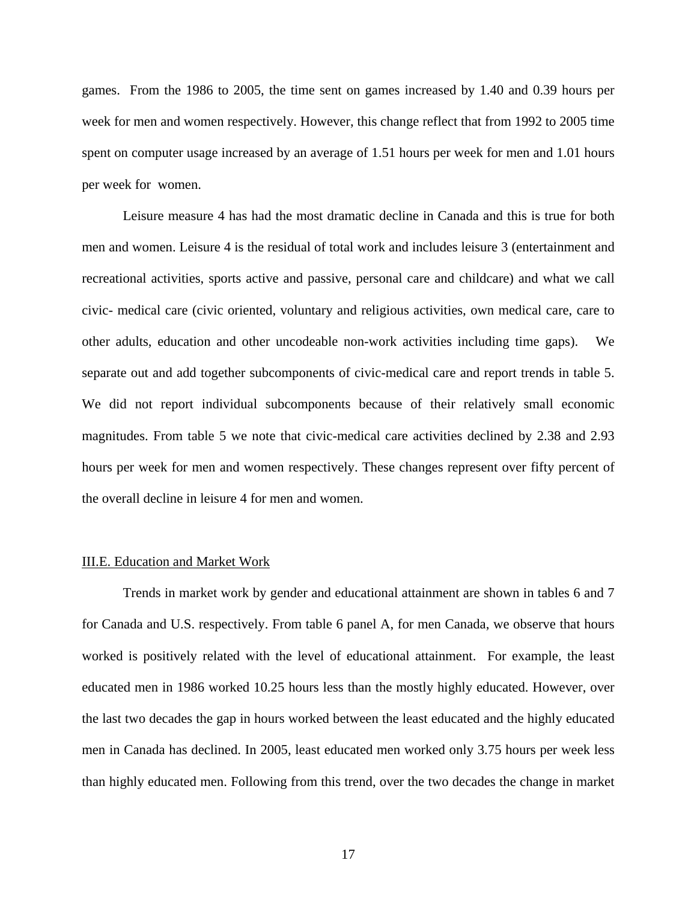games. From the 1986 to 2005, the time sent on games increased by 1.40 and 0.39 hours per week for men and women respectively. However, this change reflect that from 1992 to 2005 time spent on computer usage increased by an average of 1.51 hours per week for men and 1.01 hours per week for women.

Leisure measure 4 has had the most dramatic decline in Canada and this is true for both men and women. Leisure 4 is the residual of total work and includes leisure 3 (entertainment and recreational activities, sports active and passive, personal care and childcare) and what we call civic- medical care (civic oriented, voluntary and religious activities, own medical care, care to other adults, education and other uncodeable non-work activities including time gaps). We separate out and add together subcomponents of civic-medical care and report trends in table 5. We did not report individual subcomponents because of their relatively small economic magnitudes. From table 5 we note that civic-medical care activities declined by 2.38 and 2.93 hours per week for men and women respectively. These changes represent over fifty percent of the overall decline in leisure 4 for men and women.

### III.E. Education and Market Work

Trends in market work by gender and educational attainment are shown in tables 6 and 7 for Canada and U.S. respectively. From table 6 panel A, for men Canada, we observe that hours worked is positively related with the level of educational attainment. For example, the least educated men in 1986 worked 10.25 hours less than the mostly highly educated. However, over the last two decades the gap in hours worked between the least educated and the highly educated men in Canada has declined. In 2005, least educated men worked only 3.75 hours per week less than highly educated men. Following from this trend, over the two decades the change in market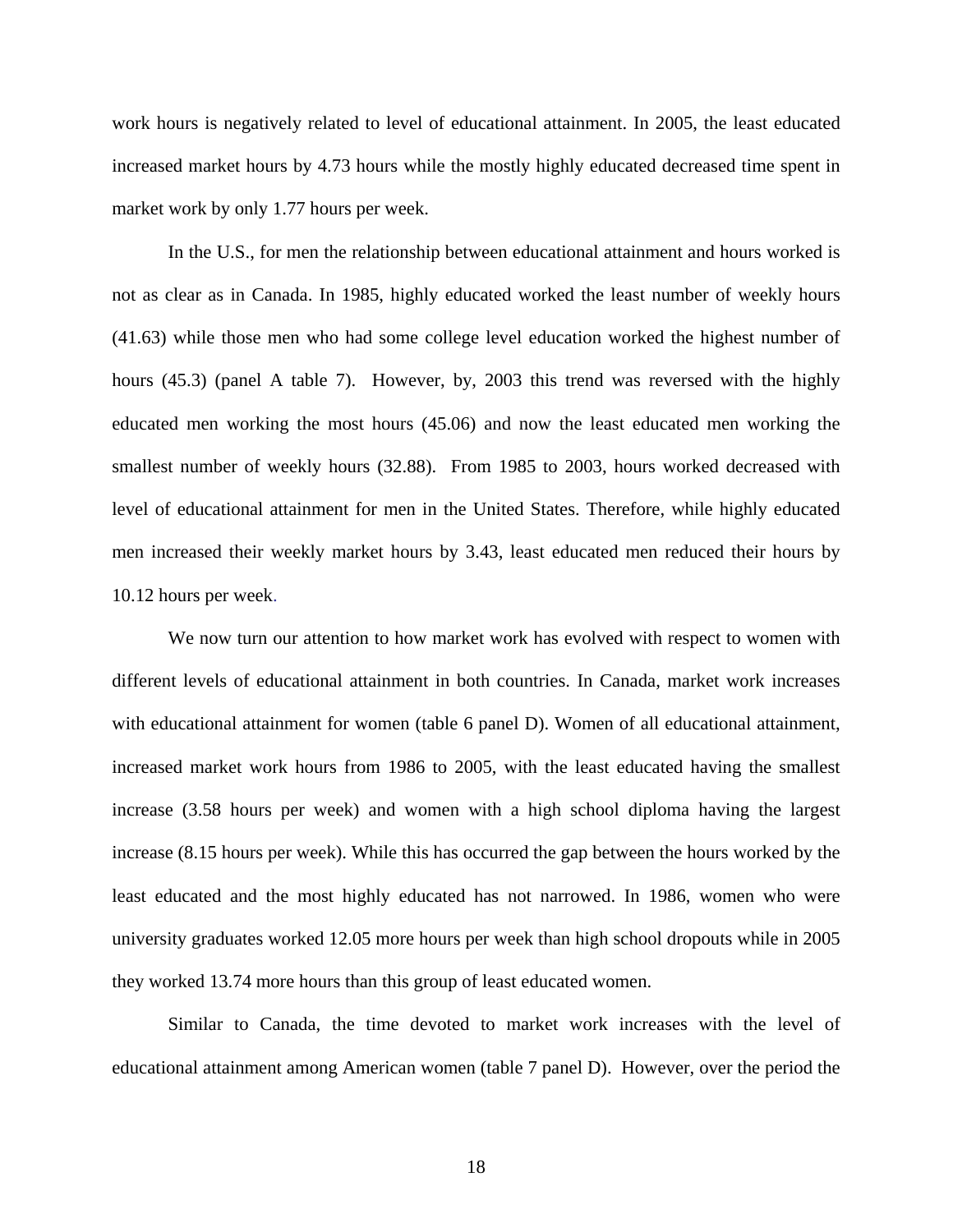work hours is negatively related to level of educational attainment. In 2005, the least educated increased market hours by 4.73 hours while the mostly highly educated decreased time spent in market work by only 1.77 hours per week.

In the U.S., for men the relationship between educational attainment and hours worked is not as clear as in Canada. In 1985, highly educated worked the least number of weekly hours (41.63) while those men who had some college level education worked the highest number of hours (45.3) (panel A table 7). However, by, 2003 this trend was reversed with the highly educated men working the most hours (45.06) and now the least educated men working the smallest number of weekly hours (32.88). From 1985 to 2003, hours worked decreased with level of educational attainment for men in the United States. Therefore, while highly educated men increased their weekly market hours by 3.43, least educated men reduced their hours by 10.12 hours per week.

We now turn our attention to how market work has evolved with respect to women with different levels of educational attainment in both countries. In Canada, market work increases with educational attainment for women (table 6 panel D). Women of all educational attainment, increased market work hours from 1986 to 2005, with the least educated having the smallest increase (3.58 hours per week) and women with a high school diploma having the largest increase (8.15 hours per week). While this has occurred the gap between the hours worked by the least educated and the most highly educated has not narrowed. In 1986, women who were university graduates worked 12.05 more hours per week than high school dropouts while in 2005 they worked 13.74 more hours than this group of least educated women.

Similar to Canada, the time devoted to market work increases with the level of educational attainment among American women (table 7 panel D). However, over the period the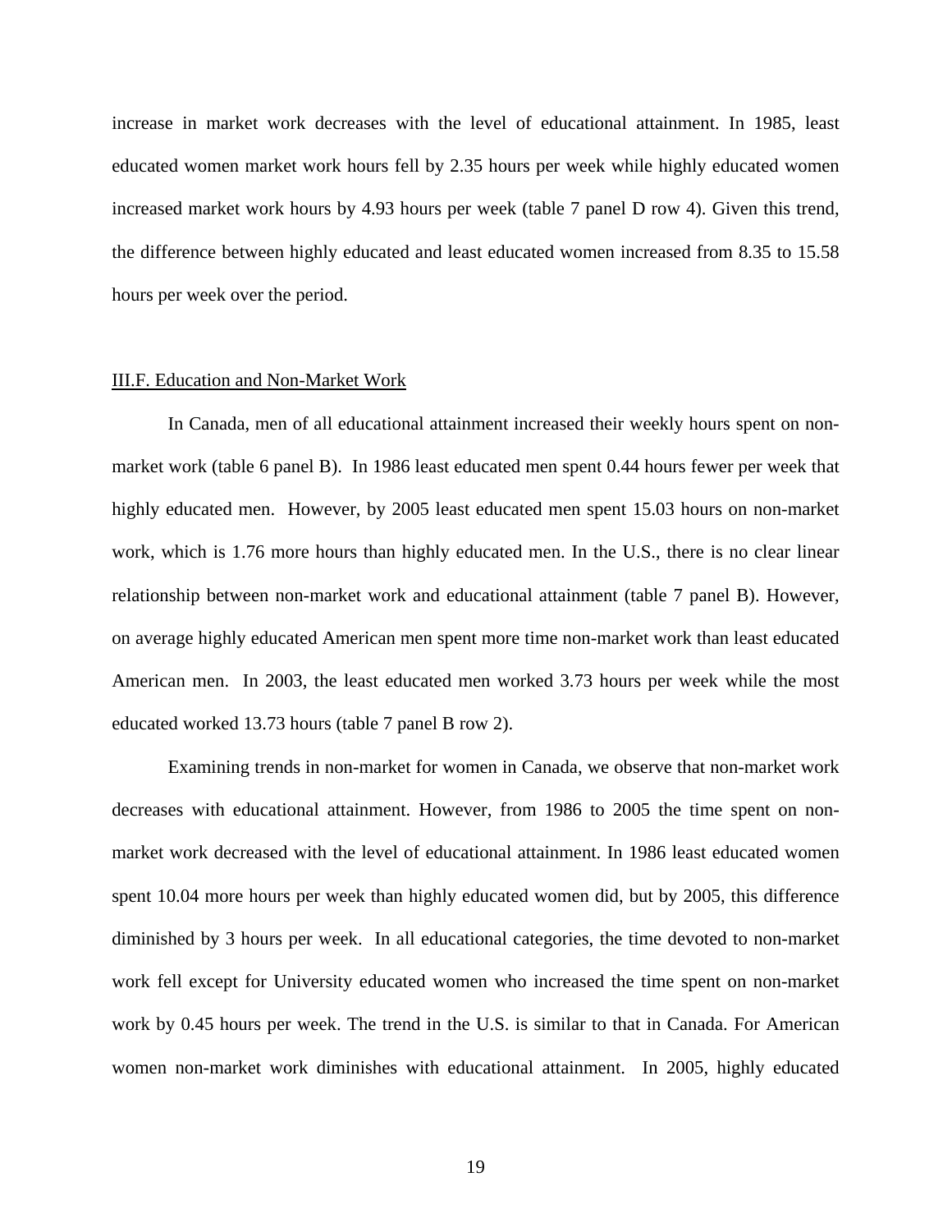increase in market work decreases with the level of educational attainment. In 1985, least educated women market work hours fell by 2.35 hours per week while highly educated women increased market work hours by 4.93 hours per week (table 7 panel D row 4). Given this trend, the difference between highly educated and least educated women increased from 8.35 to 15.58 hours per week over the period.

III.F. Education and Non-Market Work

In Canada, men of all educational attainment increased their weekly hours spent on non-market work (table 6 panel B). In 1986 least educated men spent 0.44 hours fewer per week that highly educated men. However, by 2005 least educated men spent 15.03 hours on non-market work, which is 1.76 more hours than highly educated men. In the U.S., there is no clear linear relationship between non-market work and educational attainment (table 7 panel B). However, on average highly educated American men spent more time non-market work than least educated American men. In 2003, the least educated men worked 3.73 hours per week while the most educated worked 13.73 hours (table 7 panel B row 2).

Examining trends in non-market for women in Canada, we observe that non-market work decreases with educational attainment. However, from 1986 to 2005 the time spent on non-market work decreased with the level of educational attainment. In 1986 least educated women spent 10.04 more hours per week than highly educated women did, but by 2005, this difference diminished by 3 hours per week. In all educational categories, the time devoted to non-market work fell except for University educated women who increased the time spent on non-market work by 0.45 hours per week. The trend in the U.S. is similar to that in Canada. For American women non-market work diminishes with educational attainment. In 2005, highly educated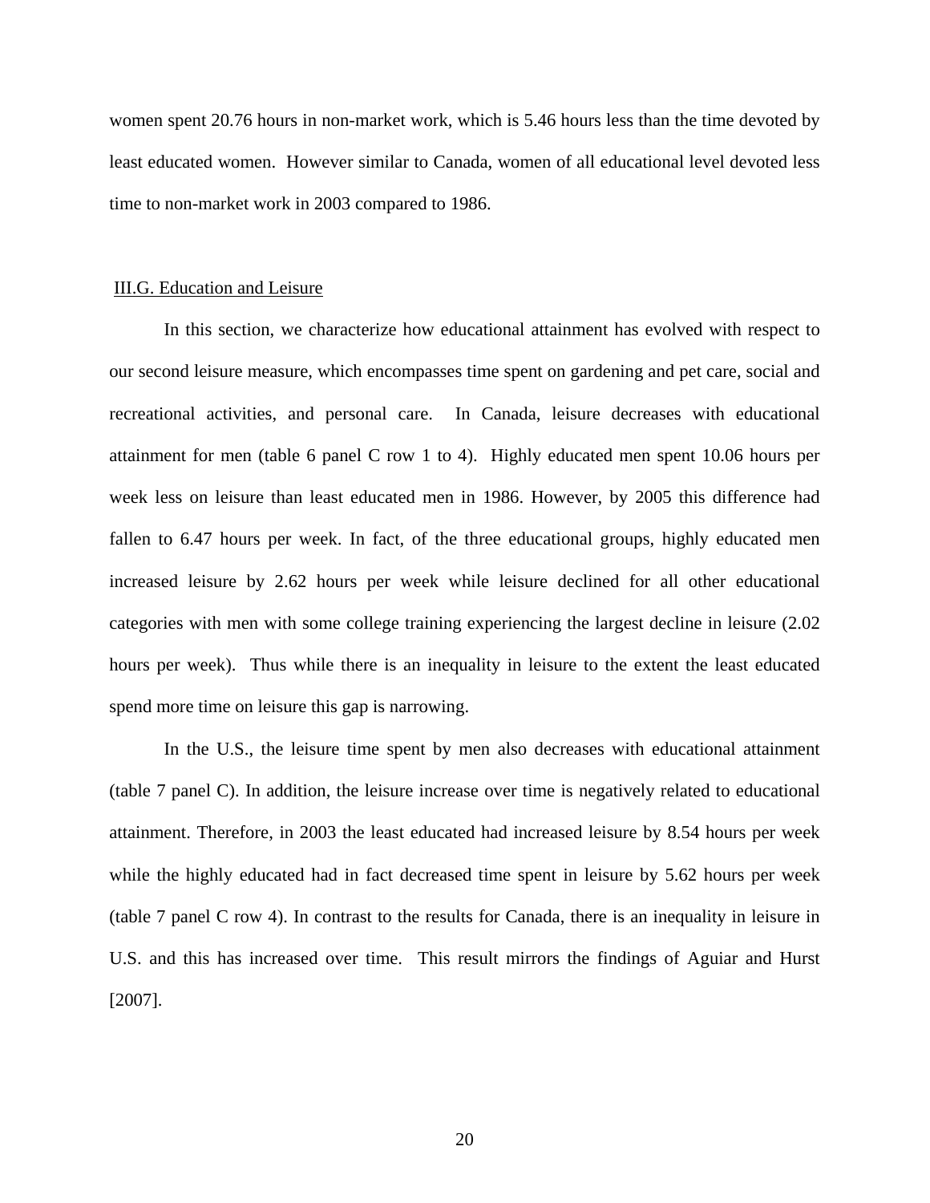women spent 20.76 hours in non-market work, which is 5.46 hours less than the time devoted by least educated women. However similar to Canada, women of all educational level devoted less time to non-market work in 2003 compared to 1986.

### III.G. Education and Leisure

In this section, we characterize how educational attainment has evolved with respect to our second leisure measure, which encompasses time spent on gardening and pet care, social and recreational activities, and personal care. In Canada, leisure decreases with educational attainment for men (table 6 panel C row 1 to 4). Highly educated men spent 10.06 hours per week less on leisure than least educated men in 1986. However, by 2005 this difference had fallen to 6.47 hours per week. In fact, of the three educational groups, highly educated men increased leisure by 2.62 hours per week while leisure declined for all other educational categories with men with some college training experiencing the largest decline in leisure (2.02 hours per week). Thus while there is an inequality in leisure to the extent the least educated spend more time on leisure this gap is narrowing.

In the U.S., the leisure time spent by men also decreases with educational attainment (table 7 panel C). In addition, the leisure increase over time is negatively related to educational attainment. Therefore, in 2003 the least educated had increased leisure by 8.54 hours per week while the highly educated had in fact decreased time spent in leisure by 5.62 hours per week (table 7 panel C row 4). In contrast to the results for Canada, there is an inequality in leisure in U.S. and this has increased over time. This result mirrors the findings of Aguiar and Hurst [2007].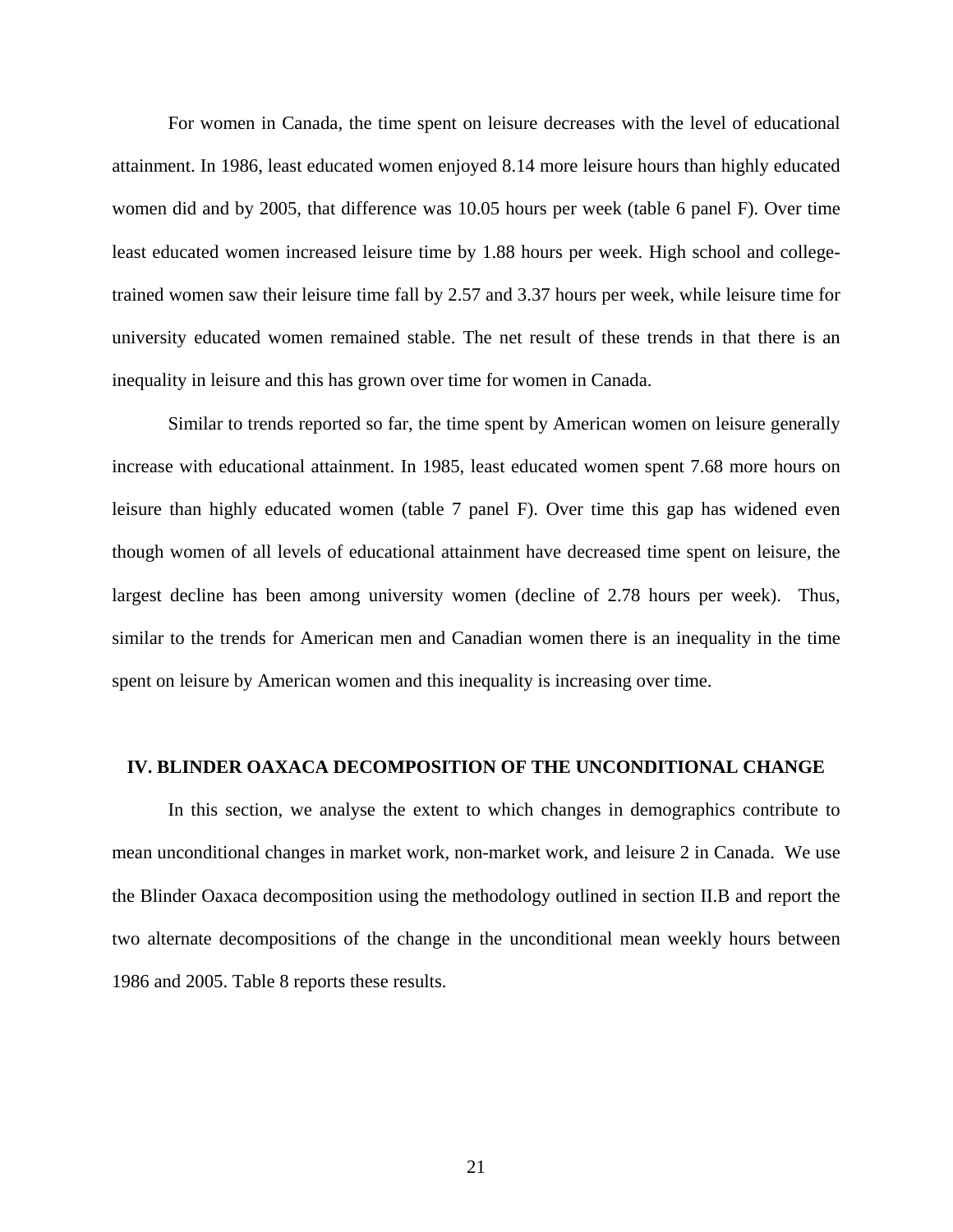For women in Canada, the time spent on leisure decreases with the level of educational attainment. In 1986, least educated women enjoyed 8.14 more leisure hours than highly educated women did and by 2005, that difference was 10.05 hours per week (table 6 panel F). Over time least educated women increased leisure time by 1.88 hours per week. High school and college-trained women saw their leisure time fall by 2.57 and 3.37 hours per week, while leisure time for university educated women remained stable. The net result of these trends in that there is an inequality in leisure and this has grown over time for women in Canada.

Similar to trends reported so far, the time spent by American women on leisure generally increase with educational attainment. In 1985, least educated women spent 7.68 more hours on leisure than highly educated women (table 7 panel F). Over time this gap has widened even though women of all levels of educational attainment have decreased time spent on leisure, the largest decline has been among university women (decline of 2.78 hours per week). Thus, similar to the trends for American men and Canadian women there is an inequality in the time spent on leisure by American women and this inequality is increasing over time.

## IV. BLINDER OAXACA DECOMPOSITION OF THE UNCONDITIONAL CHANGE

In this section, we analyse the extent to which changes in demographics contribute to mean unconditional changes in market work, non-market work, and leisure 2 in Canada. We use the Blinder Oaxaca decomposition using the methodology outlined in section II.B and report the two alternate decompositions of the change in the unconditional mean weekly hours between 1986 and 2005. Table 8 reports these results.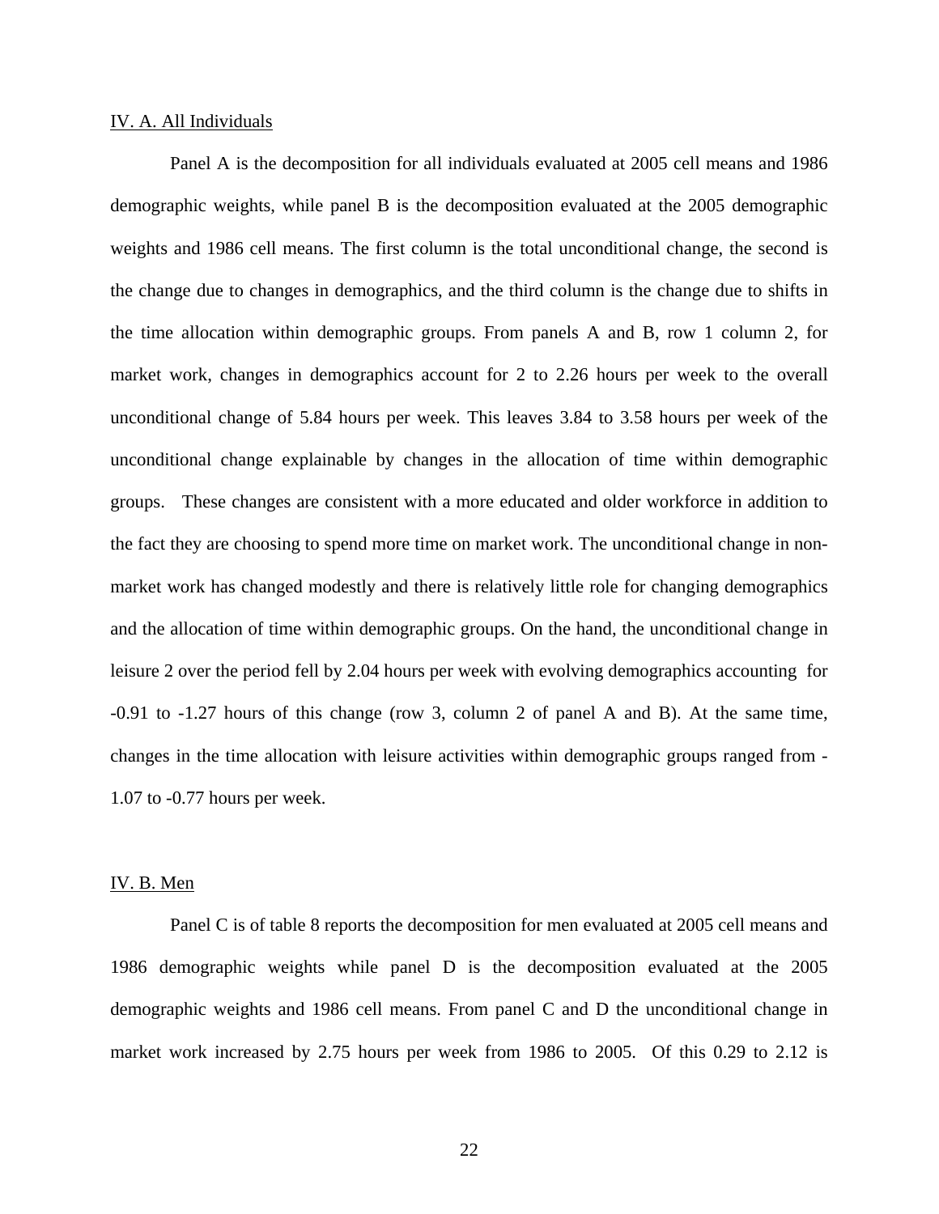IV. A. All Individuals

Panel A is the decomposition for all individuals evaluated at 2005 cell means and 1986 demographic weights, while panel B is the decomposition evaluated at the 2005 demographic weights and 1986 cell means. The first column is the total unconditional change, the second is the change due to changes in demographics, and the third column is the change due to shifts in the time allocation within demographic groups. From panels A and B, row 1 column 2, for market work, changes in demographics account for 2 to 2.26 hours per week to the overall unconditional change of 5.84 hours per week. This leaves 3.84 to 3.58 hours per week of the unconditional change explainable by changes in the allocation of time within demographic groups. These changes are consistent with a more educated and older workforce in addition to the fact they are choosing to spend more time on market work. The unconditional change in non-market work has changed modestly and there is relatively little role for changing demographics and the allocation of time within demographic groups. On the hand, the unconditional change in leisure 2 over the period fell by 2.04 hours per week with evolving demographics accounting for -0.91 to -1.27 hours of this change (row 3, column 2 of panel A and B). At the same time, changes in the time allocation with leisure activities within demographic groups ranged from -1.07 to -0.77 hours per week.

IV. B. Men

Panel C is of table 8 reports the decomposition for men evaluated at 2005 cell means and 1986 demographic weights while panel D is the decomposition evaluated at the 2005 demographic weights and 1986 cell means. From panel C and D the unconditional change in market work increased by 2.75 hours per week from 1986 to 2005. Of this 0.29 to 2.12 is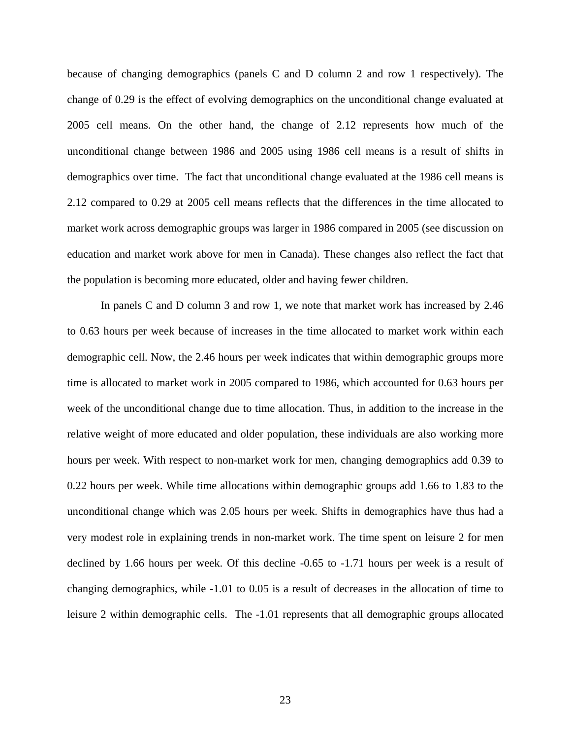because of changing demographics (panels C and D column 2 and row 1 respectively). The change of 0.29 is the effect of evolving demographics on the unconditional change evaluated at 2005 cell means. On the other hand, the change of 2.12 represents how much of the unconditional change between 1986 and 2005 using 1986 cell means is a result of shifts in demographics over time. The fact that unconditional change evaluated at the 1986 cell means is 2.12 compared to 0.29 at 2005 cell means reflects that the differences in the time allocated to market work across demographic groups was larger in 1986 compared in 2005 (see discussion on education and market work above for men in Canada). These changes also reflect the fact that the population is becoming more educated, older and having fewer children.

In panels C and D column 3 and row 1, we note that market work has increased by 2.46 to 0.63 hours per week because of increases in the time allocated to market work within each demographic cell. Now, the 2.46 hours per week indicates that within demographic groups more time is allocated to market work in 2005 compared to 1986, which accounted for 0.63 hours per week of the unconditional change due to time allocation. Thus, in addition to the increase in the relative weight of more educated and older population, these individuals are also working more hours per week. With respect to non-market work for men, changing demographics add 0.39 to 0.22 hours per week. While time allocations within demographic groups add 1.66 to 1.83 to the unconditional change which was 2.05 hours per week. Shifts in demographics have thus had a very modest role in explaining trends in non-market work. The time spent on leisure 2 for men declined by 1.66 hours per week. Of this decline -0.65 to -1.71 hours per week is a result of changing demographics, while -1.01 to 0.05 is a result of decreases in the allocation of time to leisure 2 within demographic cells. The -1.01 represents that all demographic groups allocated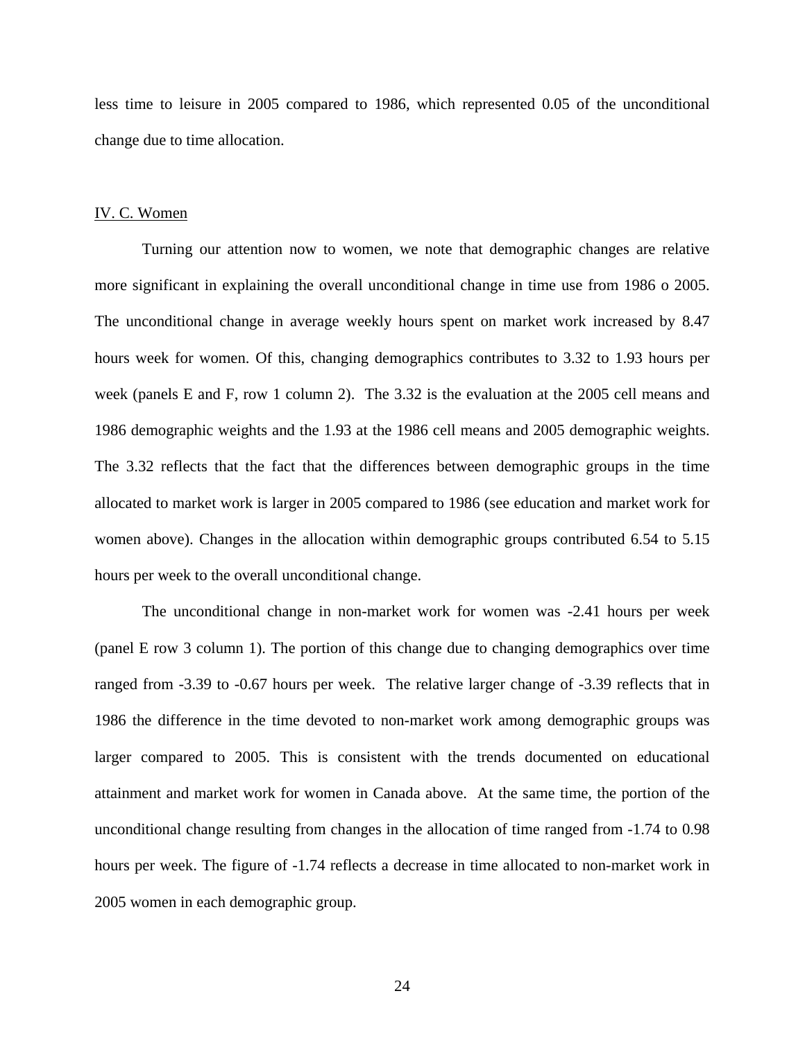less time to leisure in 2005 compared to 1986, which represented 0.05 of the unconditional change due to time allocation.

## IV. C. Women

Turning our attention now to women, we note that demographic changes are relative more significant in explaining the overall unconditional change in time use from 1986 o 2005. The unconditional change in average weekly hours spent on market work increased by 8.47 hours week for women. Of this, changing demographics contributes to 3.32 to 1.93 hours per week (panels E and F, row 1 column 2). The 3.32 is the evaluation at the 2005 cell means and 1986 demographic weights and the 1.93 at the 1986 cell means and 2005 demographic weights. The 3.32 reflects that the fact that the differences between demographic groups in the time allocated to market work is larger in 2005 compared to 1986 (see education and market work for women above). Changes in the allocation within demographic groups contributed 6.54 to 5.15 hours per week to the overall unconditional change.

The unconditional change in non-market work for women was -2.41 hours per week (panel E row 3 column 1). The portion of this change due to changing demographics over time ranged from -3.39 to -0.67 hours per week. The relative larger change of -3.39 reflects that in 1986 the difference in the time devoted to non-market work among demographic groups was larger compared to 2005. This is consistent with the trends documented on educational attainment and market work for women in Canada above. At the same time, the portion of the unconditional change resulting from changes in the allocation of time ranged from -1.74 to 0.98 hours per week. The figure of -1.74 reflects a decrease in time allocated to non-market work in 2005 women in each demographic group.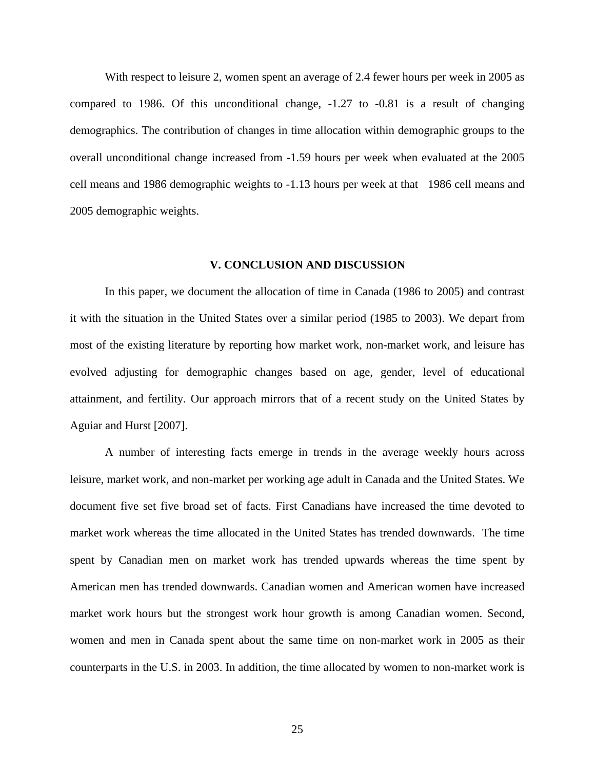With respect to leisure 2, women spent an average of 2.4 fewer hours per week in 2005 as compared to 1986. Of this unconditional change, -1.27 to -0.81 is a result of changing demographics. The contribution of changes in time allocation within demographic groups to the overall unconditional change increased from -1.59 hours per week when evaluated at the 2005 cell means and 1986 demographic weights to -1.13 hours per week at that 1986 cell means and 2005 demographic weights.

## V. CONCLUSION AND DISCUSSION

In this paper, we document the allocation of time in Canada (1986 to 2005) and contrast it with the situation in the United States over a similar period (1985 to 2003). We depart from most of the existing literature by reporting how market work, non-market work, and leisure has evolved adjusting for demographic changes based on age, gender, level of educational attainment, and fertility. Our approach mirrors that of a recent study on the United States by Aguiar and Hurst [2007].

A number of interesting facts emerge in trends in the average weekly hours across leisure, market work, and non-market per working age adult in Canada and the United States. We document five set five broad set of facts. First Canadians have increased the time devoted to market work whereas the time allocated in the United States has trended downwards. The time spent by Canadian men on market work has trended upwards whereas the time spent by American men has trended downwards. Canadian women and American women have increased market work hours but the strongest work hour growth is among Canadian women. Second, women and men in Canada spent about the same time on non-market work in 2005 as their counterparts in the U.S. in 2003. In addition, the time allocated by women to non-market work is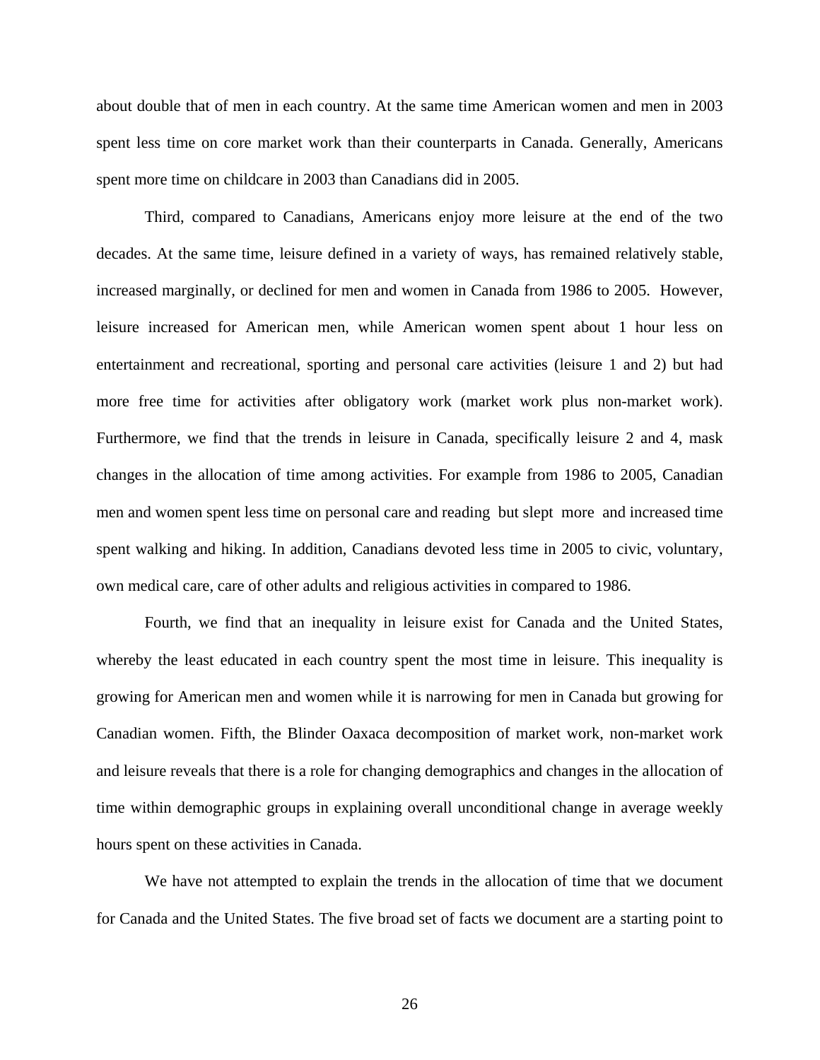about double that of men in each country. At the same time American women and men in 2003 spent less time on core market work than their counterparts in Canada. Generally, Americans spent more time on childcare in 2003 than Canadians did in 2005.

Third, compared to Canadians, Americans enjoy more leisure at the end of the two decades. At the same time, leisure defined in a variety of ways, has remained relatively stable, increased marginally, or declined for men and women in Canada from 1986 to 2005. However, leisure increased for American men, while American women spent about 1 hour less on entertainment and recreational, sporting and personal care activities (leisure 1 and 2) but had more free time for activities after obligatory work (market work plus non-market work). Furthermore, we find that the trends in leisure in Canada, specifically leisure 2 and 4, mask changes in the allocation of time among activities. For example from 1986 to 2005, Canadian men and women spent less time on personal care and reading but slept more and increased time spent walking and hiking. In addition, Canadians devoted less time in 2005 to civic, voluntary, own medical care, care of other adults and religious activities in compared to 1986.

Fourth, we find that an inequality in leisure exist for Canada and the United States, whereby the least educated in each country spent the most time in leisure. This inequality is growing for American men and women while it is narrowing for men in Canada but growing for Canadian women. Fifth, the Blinder Oaxaca decomposition of market work, non-market work and leisure reveals that there is a role for changing demographics and changes in the allocation of time within demographic groups in explaining overall unconditional change in average weekly hours spent on these activities in Canada.

We have not attempted to explain the trends in the allocation of time that we document for Canada and the United States. The five broad set of facts we document are a starting point to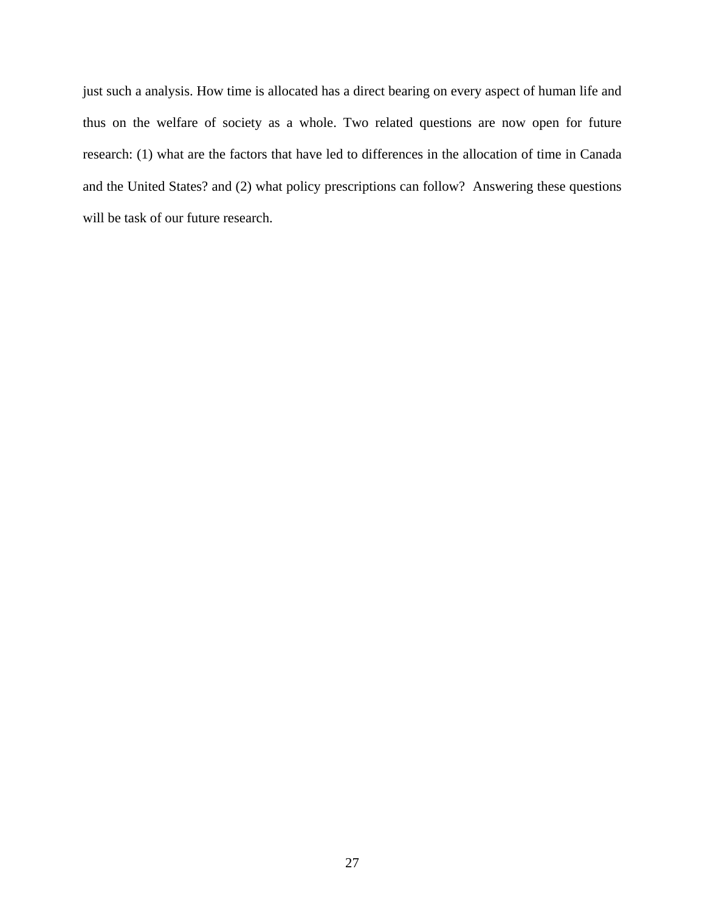just such a analysis. How time is allocated has a direct bearing on every aspect of human life and thus on the welfare of society as a whole. Two related questions are now open for future research: (1) what are the factors that have led to differences in the allocation of time in Canada and the United States? and (2) what policy prescriptions can follow? Answering these questions will be task of our future research.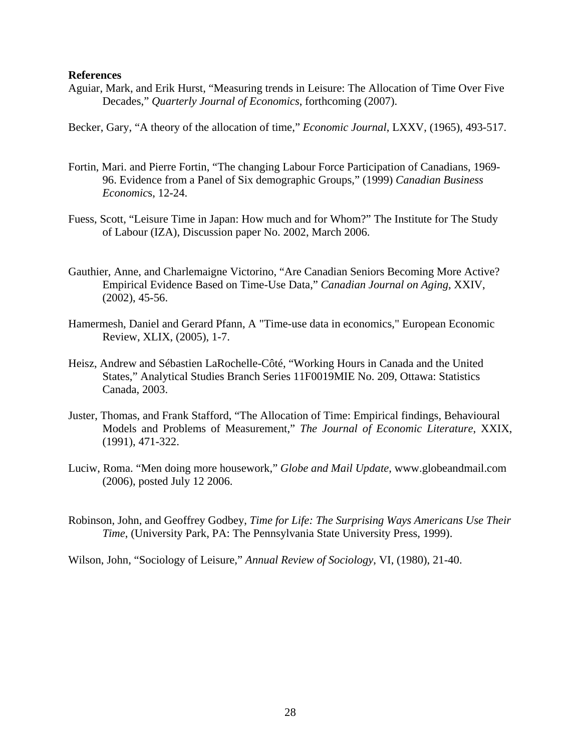**References**

Aguiar, Mark, and Erik Hurst, "Measuring trends in Leisure: The Allocation of Time Over Five Decades," *Quarterly Journal of Economics*, forthcoming (2007).

Becker, Gary, "A theory of the allocation of time," *Economic Journal*, LXXV, (1965), 493-517.

Fortin, Mari. and Pierre Fortin, "The changing Labour Force Participation of Canadians, 1969-96. Evidence from a Panel of Six demographic Groups," (1999) *Canadian Business Economic*s, 12-24.

Fuess, Scott, "Leisure Time in Japan: How much and for Whom?" The Institute for The Study of Labour (IZA), Discussion paper No. 2002, March 2006.

Gauthier, Anne, and Charlemaigne Victorino, "Are Canadian Seniors Becoming More Active? Empirical Evidence Based on Time-Use Data," *Canadian Journal on Aging,* XXIV, (2002), 45-56.

Hamermesh, Daniel and Gerard Pfann, A "Time-use data in economics," European Economic Review, XLIX, (2005), 1-7.

Heisz, Andrew and Sébastien LaRochelle-Côté, "Working Hours in Canada and the United States," Analytical Studies Branch Series 11F0019MIE No. 209, Ottawa: Statistics Canada, 2003.

Juster, Thomas, and Frank Stafford, "The Allocation of Time: Empirical findings, Behavioural Models and Problems of Measurement," *The Journal of Economic Literature*, XXIX, (1991), 471-322.

Luciw, Roma. "Men doing more housework," *Globe and Mail Update*, www.globeandmail.com (2006), posted July 12 2006.

Robinson, John, and Geoffrey Godbey, *Time for Life: The Surprising Ways Americans Use Their Time*, (University Park, PA: The Pennsylvania State University Press, 1999).

Wilson, John, "Sociology of Leisure," *Annual Review of Sociology*, VI, (1980), 21-40.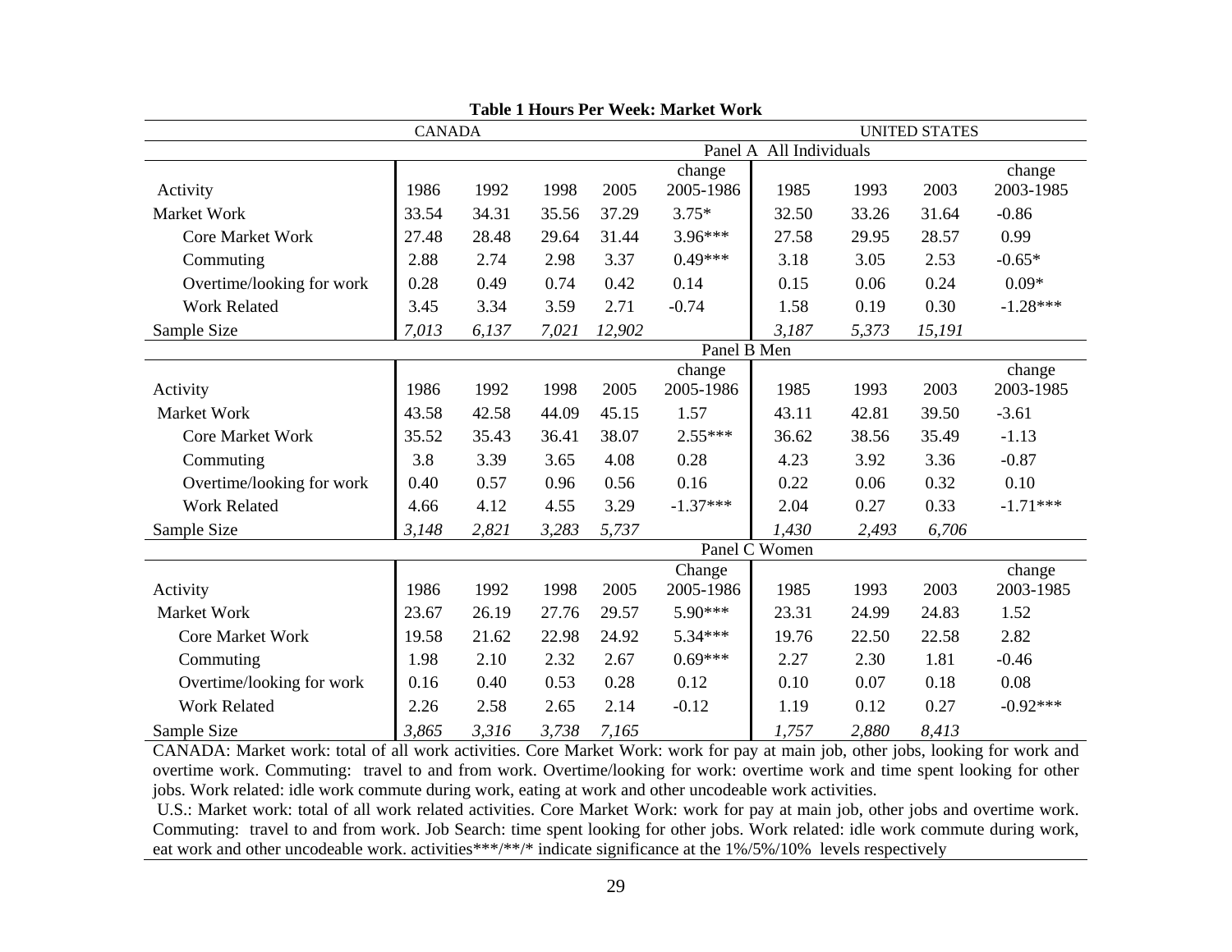**Table 1 Hours Per Week: Market Work**

| | CANADA | | | | | UNITED STATES | | | |
|---|---|---|---|---|---|---|---|---|---|
| **Panel A All Individuals** | | | | | | | | | |
| Activity | 1986 | 1992 | 1998 | 2005 | change 2005-1986 | 1985 | 1993 | 2003 | change 2003-1985 |
| Market Work | 33.54 | 34.31 | 35.56 | 37.29 | 3.75* | 32.50 | 33.26 | 31.64 | -0.86 |
| Core Market Work | 27.48 | 28.48 | 29.64 | 31.44 | 3.96*** | 27.58 | 29.95 | 28.57 | 0.99 |
| Commuting | 2.88 | 2.74 | 2.98 | 3.37 | 0.49*** | 3.18 | 3.05 | 2.53 | -0.65* |
| Overtime/looking for work | 0.28 | 0.49 | 0.74 | 0.42 | 0.14 | 0.15 | 0.06 | 0.24 | 0.09* |
| Work Related | 3.45 | 3.34 | 3.59 | 2.71 | -0.74 | 1.58 | 0.19 | 0.30 | -1.28*** |
| Sample Size | *7,013* | *6,137* | *7,021* | *12,902* | | *3,187* | *5,373* | *15,191* | |
| **Panel B Men** | | | | | | | | | |
| Activity | 1986 | 1992 | 1998 | 2005 | change 2005-1986 | 1985 | 1993 | 2003 | change 2003-1985 |
| Market Work | 43.58 | 42.58 | 44.09 | 45.15 | 1.57 | 43.11 | 42.81 | 39.50 | -3.61 |
| Core Market Work | 35.52 | 35.43 | 36.41 | 38.07 | 2.55*** | 36.62 | 38.56 | 35.49 | -1.13 |
| Commuting | 3.8 | 3.39 | 3.65 | 4.08 | 0.28 | 4.23 | 3.92 | 3.36 | -0.87 |
| Overtime/looking for work | 0.40 | 0.57 | 0.96 | 0.56 | 0.16 | 0.22 | 0.06 | 0.32 | 0.10 |
| Work Related | 4.66 | 4.12 | 4.55 | 3.29 | -1.37*** | 2.04 | 0.27 | 0.33 | -1.71*** |
| Sample Size | *3,148* | *2,821* | *3,283* | *5,737* | | *1,430* | *2,493* | *6,706* | |
| **Panel C Women** | | | | | | | | | |
| Activity | 1986 | 1992 | 1998 | 2005 | Change 2005-1986 | 1985 | 1993 | 2003 | change 2003-1985 |
| Market Work | 23.67 | 26.19 | 27.76 | 29.57 | 5.90*** | 23.31 | 24.99 | 24.83 | 1.52 |
| Core Market Work | 19.58 | 21.62 | 22.98 | 24.92 | 5.34*** | 19.76 | 22.50 | 22.58 | 2.82 |
| Commuting | 1.98 | 2.10 | 2.32 | 2.67 | 0.69*** | 2.27 | 2.30 | 1.81 | -0.46 |
| Overtime/looking for work | 0.16 | 0.40 | 0.53 | 0.28 | 0.12 | 0.10 | 0.07 | 0.18 | 0.08 |
| Work Related | 2.26 | 2.58 | 2.65 | 2.14 | -0.12 | 1.19 | 0.12 | 0.27 | -0.92*** |
| Sample Size | *3,865* | *3,316* | *3,738* | *7,165* | | *1,757* | *2,880* | *8,413* | |

CANADA: Market work: total of all work activities. Core Market Work: work for pay at main job, other jobs, looking for work and overtime work. Commuting: travel to and from work. Overtime/looking for work: overtime work and time spent looking for other jobs. Work related: idle work commute during work, eating at work and other uncodeable work activities.

U.S.: Market work: total of all work related activities. Core Market Work: work for pay at main job, other jobs and overtime work. Commuting: travel to and from work. Job Search: time spent looking for other jobs. Work related: idle work commute during work, eat work and other uncodeable work. activities***/**/* indicate significance at the 1%/5%/10% levels respectively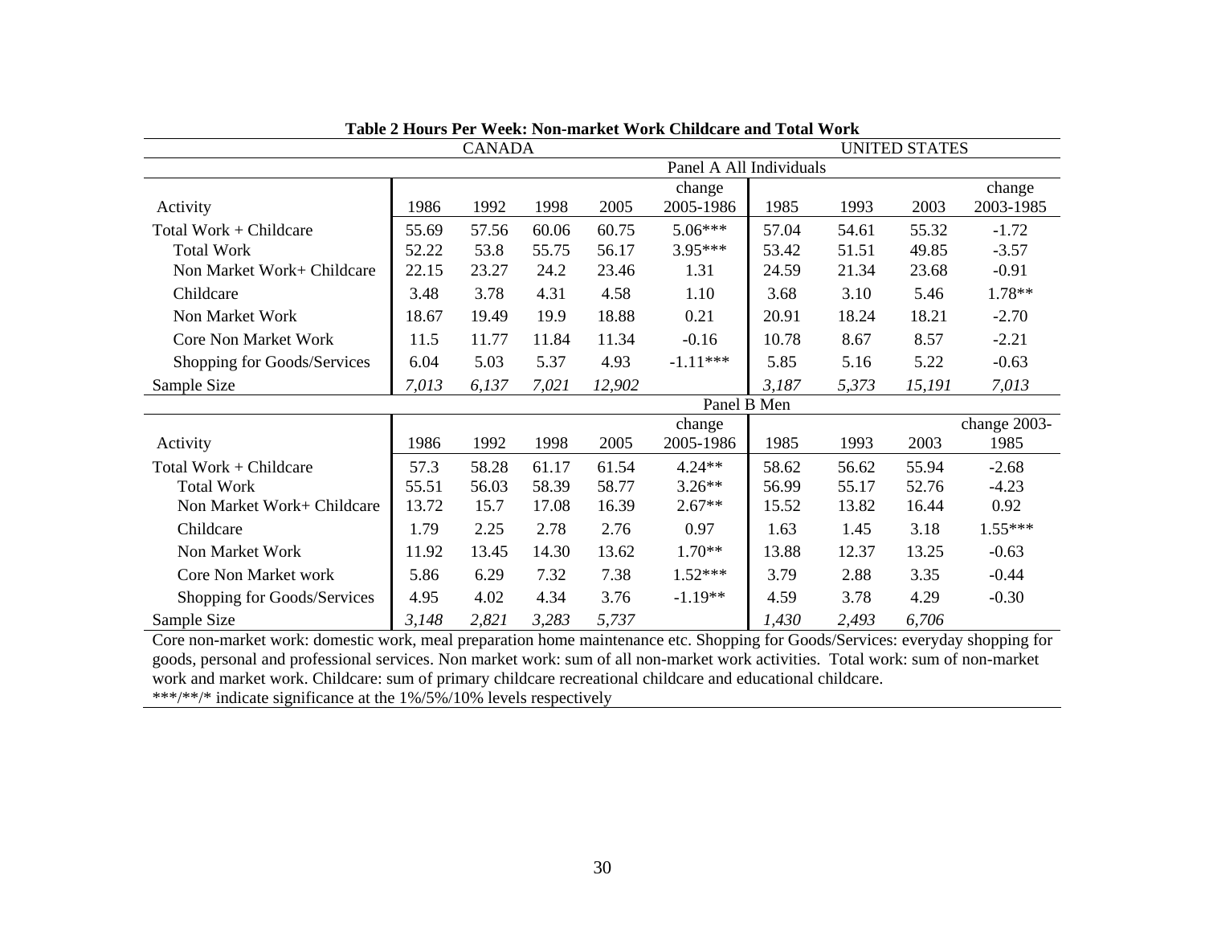**Table 2 Hours Per Week: Non-market Work Childcare and Total Work**

| | CANADA | | | | | UNITED STATES | | | |
|---|---|---|---|---|---|---|---|---|---|
| | Panel A All Individuals | | | | | | | | |
| Activity | 1986 | 1992 | 1998 | 2005 | change 2005-1986 | 1985 | 1993 | 2003 | change 2003-1985 |
| Total Work + Childcare | 55.69 | 57.56 | 60.06 | 60.75 | 5.06*** | 57.04 | 54.61 | 55.32 | -1.72 |
| Total Work | 52.22 | 53.8 | 55.75 | 56.17 | 3.95*** | 53.42 | 51.51 | 49.85 | -3.57 |
| Non Market Work+ Childcare | 22.15 | 23.27 | 24.2 | 23.46 | 1.31 | 24.59 | 21.34 | 23.68 | -0.91 |
| Childcare | 3.48 | 3.78 | 4.31 | 4.58 | 1.10 | 3.68 | 3.10 | 5.46 | 1.78** |
| Non Market Work | 18.67 | 19.49 | 19.9 | 18.88 | 0.21 | 20.91 | 18.24 | 18.21 | -2.70 |
| Core Non Market Work | 11.5 | 11.77 | 11.84 | 11.34 | -0.16 | 10.78 | 8.67 | 8.57 | -2.21 |
| Shopping for Goods/Services | 6.04 | 5.03 | 5.37 | 4.93 | -1.11*** | 5.85 | 5.16 | 5.22 | -0.63 |
| Sample Size | *7,013* | *6,137* | *7,021* | *12,902* | | *3,187* | *5,373* | *15,191* | *7,013* |
| | Panel B Men | | | | | | | | |
| Activity | 1986 | 1992 | 1998 | 2005 | change 2005-1986 | 1985 | 1993 | 2003 | change 2003-1985 |
| Total Work + Childcare | 57.3 | 58.28 | 61.17 | 61.54 | 4.24** | 58.62 | 56.62 | 55.94 | -2.68 |
| Total Work | 55.51 | 56.03 | 58.39 | 58.77 | 3.26** | 56.99 | 55.17 | 52.76 | -4.23 |
| Non Market Work+ Childcare | 13.72 | 15.7 | 17.08 | 16.39 | 2.67** | 15.52 | 13.82 | 16.44 | 0.92 |
| Childcare | 1.79 | 2.25 | 2.78 | 2.76 | 0.97 | 1.63 | 1.45 | 3.18 | 1.55*** |
| Non Market Work | 11.92 | 13.45 | 14.30 | 13.62 | 1.70** | 13.88 | 12.37 | 13.25 | -0.63 |
| Core Non Market work | 5.86 | 6.29 | 7.32 | 7.38 | 1.52*** | 3.79 | 2.88 | 3.35 | -0.44 |
| Shopping for Goods/Services | 4.95 | 4.02 | 4.34 | 3.76 | -1.19** | 4.59 | 3.78 | 4.29 | -0.30 |
| Sample Size | *3,148* | *2,821* | *3,283* | *5,737* | | *1,430* | *2,493* | *6,706* | |

Core non-market work: domestic work, meal preparation home maintenance etc. Shopping for Goods/Services: everyday shopping for goods, personal and professional services. Non market work: sum of all non-market work activities. Total work: sum of non-market work and market work. Childcare: sum of primary childcare recreational childcare and educational childcare.
***/**/* indicate significance at the 1%/5%/10% levels respectively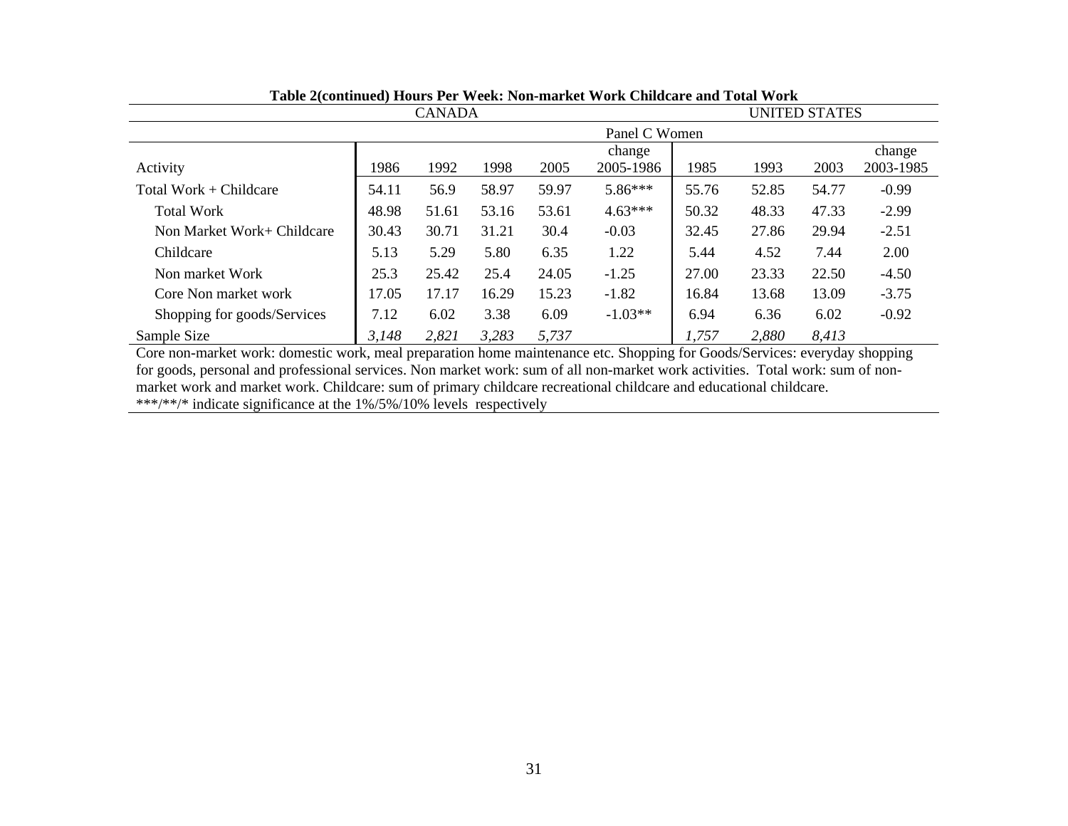**Table 2(continued) Hours Per Week: Non-market Work Childcare and Total Work**

| | CANADA | | | | | UNITED STATES | | | |
|---|---|---|---|---|---|---|---|---|---|
| | Panel C Women | | | | | | | | |
| Activity | 1986 | 1992 | 1998 | 2005 | change 2005-1986 | 1985 | 1993 | 2003 | change 2003-1985 |
| Total Work + Childcare | 54.11 | 56.9 | 58.97 | 59.97 | 5.86*** | 55.76 | 52.85 | 54.77 | -0.99 |
| Total Work | 48.98 | 51.61 | 53.16 | 53.61 | 4.63*** | 50.32 | 48.33 | 47.33 | -2.99 |
| Non Market Work+ Childcare | 30.43 | 30.71 | 31.21 | 30.4 | -0.03 | 32.45 | 27.86 | 29.94 | -2.51 |
| Childcare | 5.13 | 5.29 | 5.80 | 6.35 | 1.22 | 5.44 | 4.52 | 7.44 | 2.00 |
| Non market Work | 25.3 | 25.42 | 25.4 | 24.05 | -1.25 | 27.00 | 23.33 | 22.50 | -4.50 |
| Core Non market work | 17.05 | 17.17 | 16.29 | 15.23 | -1.82 | 16.84 | 13.68 | 13.09 | -3.75 |
| Shopping for goods/Services | 7.12 | 6.02 | 3.38 | 6.09 | -1.03** | 6.94 | 6.36 | 6.02 | -0.92 |
| Sample Size | *3,148* | *2,821* | *3,283* | *5,737* | | *1,757* | *2,880* | *8,413* | |

Core non-market work: domestic work, meal preparation home maintenance etc. Shopping for Goods/Services: everyday shopping for goods, personal and professional services. Non market work: sum of all non-market work activities. Total work: sum of non-market work and market work. Childcare: sum of primary childcare recreational childcare and educational childcare.
***/**/* indicate significance at the 1%/5%/10% levels respectively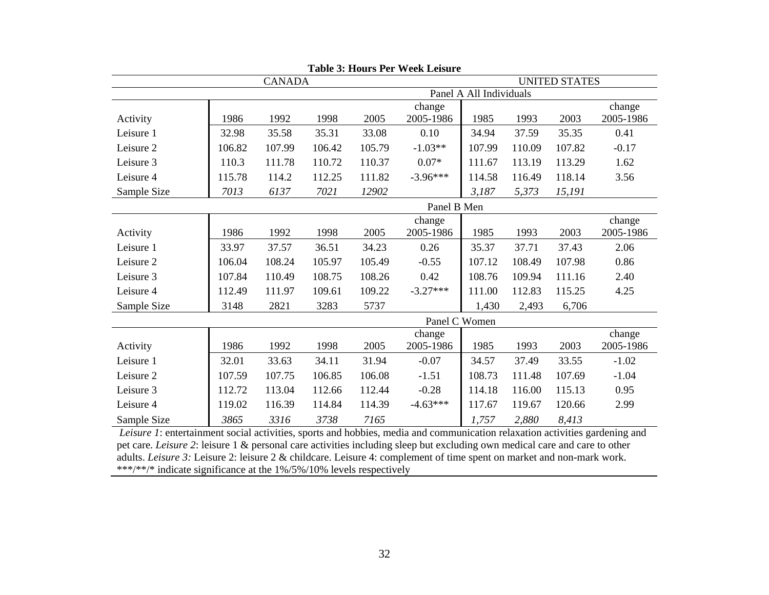**Table 3: Hours Per Week Leisure**

| | CANADA | | | | | UNITED STATES | | | |
|---|---|---|---|---|---|---|---|---|---|
| **Panel A All Individuals** | | | | | | | | | |
| Activity | 1986 | 1992 | 1998 | 2005 | change 2005-1986 | 1985 | 1993 | 2003 | change 2005-1986 |
| Leisure 1 | 32.98 | 35.58 | 35.31 | 33.08 | 0.10 | 34.94 | 37.59 | 35.35 | 0.41 |
| Leisure 2 | 106.82 | 107.99 | 106.42 | 105.79 | -1.03** | 107.99 | 110.09 | 107.82 | -0.17 |
| Leisure 3 | 110.3 | 111.78 | 110.72 | 110.37 | 0.07* | 111.67 | 113.19 | 113.29 | 1.62 |
| Leisure 4 | 115.78 | 114.2 | 112.25 | 111.82 | -3.96*** | 114.58 | 116.49 | 118.14 | 3.56 |
| Sample Size | *7013* | *6137* | *7021* | *12902* | | *3,187* | *5,373* | *15,191* | |
| **Panel B Men** | | | | | | | | | |
| Activity | 1986 | 1992 | 1998 | 2005 | change 2005-1986 | 1985 | 1993 | 2003 | change 2005-1986 |
| Leisure 1 | 33.97 | 37.57 | 36.51 | 34.23 | 0.26 | 35.37 | 37.71 | 37.43 | 2.06 |
| Leisure 2 | 106.04 | 108.24 | 105.97 | 105.49 | -0.55 | 107.12 | 108.49 | 107.98 | 0.86 |
| Leisure 3 | 107.84 | 110.49 | 108.75 | 108.26 | 0.42 | 108.76 | 109.94 | 111.16 | 2.40 |
| Leisure 4 | 112.49 | 111.97 | 109.61 | 109.22 | -3.27*** | 111.00 | 112.83 | 115.25 | 4.25 |
| Sample Size | 3148 | 2821 | 3283 | 5737 | | 1,430 | 2,493 | 6,706 | |
| **Panel C Women** | | | | | | | | | |
| Activity | 1986 | 1992 | 1998 | 2005 | change 2005-1986 | 1985 | 1993 | 2003 | change 2005-1986 |
| Leisure 1 | 32.01 | 33.63 | 34.11 | 31.94 | -0.07 | 34.57 | 37.49 | 33.55 | -1.02 |
| Leisure 2 | 107.59 | 107.75 | 106.85 | 106.08 | -1.51 | 108.73 | 111.48 | 107.69 | -1.04 |
| Leisure 3 | 112.72 | 113.04 | 112.66 | 112.44 | -0.28 | 114.18 | 116.00 | 115.13 | 0.95 |
| Leisure 4 | 119.02 | 116.39 | 114.84 | 114.39 | -4.63*** | 117.67 | 119.67 | 120.66 | 2.99 |
| Sample Size | *3865* | *3316* | *3738* | *7165* | | *1,757* | *2,880* | *8,413* | |

*Leisure 1*: entertainment social activities, sports and hobbies, media and communication relaxation activities gardening and pet care. *Leisure 2*: leisure 1 & personal care activities including sleep but excluding own medical care and care to other adults. *Leisure 3:* Leisure 2: leisure 2 & childcare. Leisure 4: complement of time spent on market and non-mark work. ***/**/* indicate significance at the 1%/5%/10% levels respectively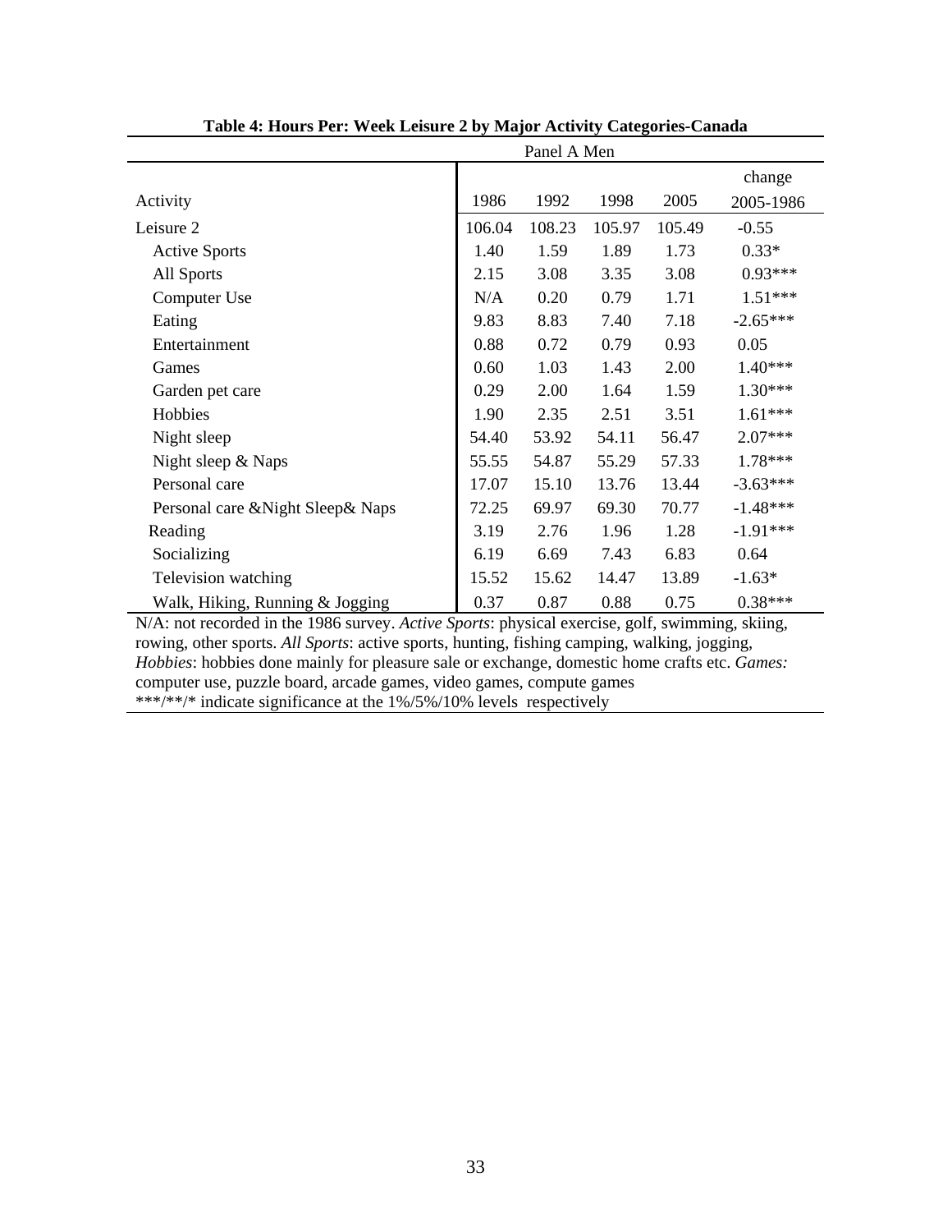**Table 4: Hours Per: Week Leisure 2 by Major Activity Categories-Canada**

| | Panel A Men | | | | |
|---|---|---|---|---|---|
| Activity | 1986 | 1992 | 1998 | 2005 | change 2005-1986 |
| Leisure 2 | 106.04 | 108.23 | 105.97 | 105.49 | -0.55 |
| Active Sports | 1.40 | 1.59 | 1.89 | 1.73 | 0.33* |
| All Sports | 2.15 | 3.08 | 3.35 | 3.08 | 0.93*** |
| Computer Use | N/A | 0.20 | 0.79 | 1.71 | 1.51*** |
| Eating | 9.83 | 8.83 | 7.40 | 7.18 | -2.65*** |
| Entertainment | 0.88 | 0.72 | 0.79 | 0.93 | 0.05 |
| Games | 0.60 | 1.03 | 1.43 | 2.00 | 1.40*** |
| Garden pet care | 0.29 | 2.00 | 1.64 | 1.59 | 1.30*** |
| Hobbies | 1.90 | 2.35 | 2.51 | 3.51 | 1.61*** |
| Night sleep | 54.40 | 53.92 | 54.11 | 56.47 | 2.07*** |
| Night sleep & Naps | 55.55 | 54.87 | 55.29 | 57.33 | 1.78*** |
| Personal care | 17.07 | 15.10 | 13.76 | 13.44 | -3.63*** |
| Personal care &Night Sleep& Naps | 72.25 | 69.97 | 69.30 | 70.77 | -1.48*** |
| Reading | 3.19 | 2.76 | 1.96 | 1.28 | -1.91*** |
| Socializing | 6.19 | 6.69 | 7.43 | 6.83 | 0.64 |
| Television watching | 15.52 | 15.62 | 14.47 | 13.89 | -1.63* |
| Walk, Hiking, Running & Jogging | 0.37 | 0.87 | 0.88 | 0.75 | 0.38*** |

N/A: not recorded in the 1986 survey. *Active Sports*: physical exercise, golf, swimming, skiing, rowing, other sports. *All Sports*: active sports, hunting, fishing camping, walking, jogging, *Hobbies*: hobbies done mainly for pleasure sale or exchange, domestic home crafts etc. *Games:* computer use, puzzle board, arcade games, video games, compute games
***/**/* indicate significance at the 1%/5%/10% levels respectively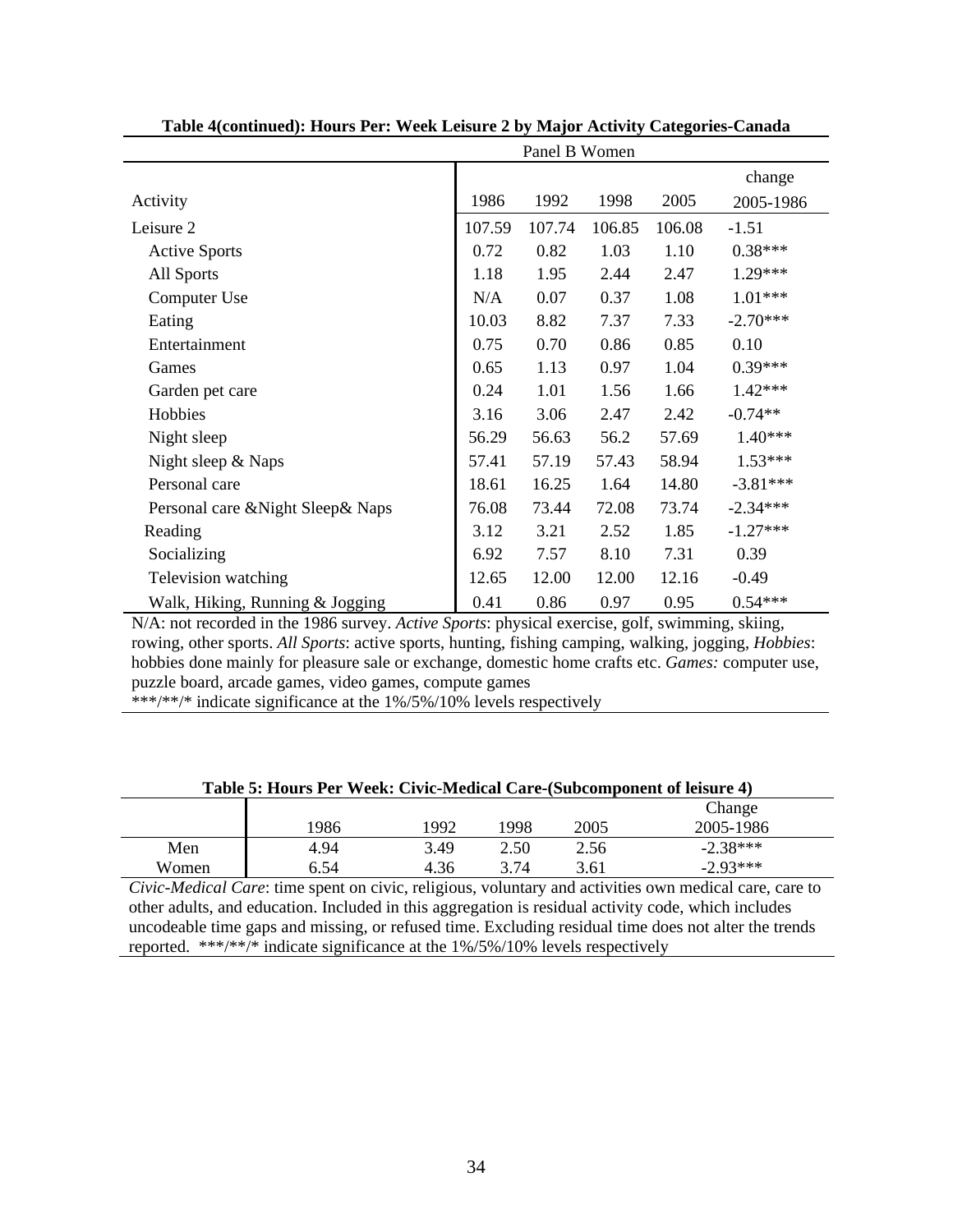**Table 4(continued): Hours Per: Week Leisure 2 by Major Activity Categories-Canada**

| | Panel B Women | | | | |
|---|---|---|---|---|---|
| Activity | 1986 | 1992 | 1998 | 2005 | change 2005-1986 |
| Leisure 2 | 107.59 | 107.74 | 106.85 | 106.08 | -1.51 |
| Active Sports | 0.72 | 0.82 | 1.03 | 1.10 | 0.38*** |
| All Sports | 1.18 | 1.95 | 2.44 | 2.47 | 1.29*** |
| Computer Use | N/A | 0.07 | 0.37 | 1.08 | 1.01*** |
| Eating | 10.03 | 8.82 | 7.37 | 7.33 | -2.70*** |
| Entertainment | 0.75 | 0.70 | 0.86 | 0.85 | 0.10 |
| Games | 0.65 | 1.13 | 0.97 | 1.04 | 0.39*** |
| Garden pet care | 0.24 | 1.01 | 1.56 | 1.66 | 1.42*** |
| Hobbies | 3.16 | 3.06 | 2.47 | 2.42 | -0.74** |
| Night sleep | 56.29 | 56.63 | 56.2 | 57.69 | 1.40*** |
| Night sleep & Naps | 57.41 | 57.19 | 57.43 | 58.94 | 1.53*** |
| Personal care | 18.61 | 16.25 | 1.64 | 14.80 | -3.81*** |
| Personal care &Night Sleep& Naps | 76.08 | 73.44 | 72.08 | 73.74 | -2.34*** |
| Reading | 3.12 | 3.21 | 2.52 | 1.85 | -1.27*** |
| Socializing | 6.92 | 7.57 | 8.10 | 7.31 | 0.39 |
| Television watching | 12.65 | 12.00 | 12.00 | 12.16 | -0.49 |
| Walk, Hiking, Running & Jogging | 0.41 | 0.86 | 0.97 | 0.95 | 0.54*** |

N/A: not recorded in the 1986 survey. *Active Sports*: physical exercise, golf, swimming, skiing, rowing, other sports. *All Sports*: active sports, hunting, fishing camping, walking, jogging, *Hobbies*: hobbies done mainly for pleasure sale or exchange, domestic home crafts etc. *Games:* computer use, puzzle board, arcade games, video games, compute games
***/**/* indicate significance at the 1%/5%/10% levels respectively

**Table 5: Hours Per Week: Civic-Medical Care-(Subcomponent of leisure 4)**

| | 1986 | 1992 | 1998 | 2005 | Change 2005-1986 |
|---|---|---|---|---|---|
| Men | 4.94 | 3.49 | 2.50 | 2.56 | -2.38*** |
| Women | 6.54 | 4.36 | 3.74 | 3.61 | -2.93*** |

*Civic-Medical Care*: time spent on civic, religious, voluntary and activities own medical care, care to other adults, and education. Included in this aggregation is residual activity code, which includes uncodeable time gaps and missing, or refused time. Excluding residual time does not alter the trends reported. ***/**/* indicate significance at the 1%/5%/10% levels respectively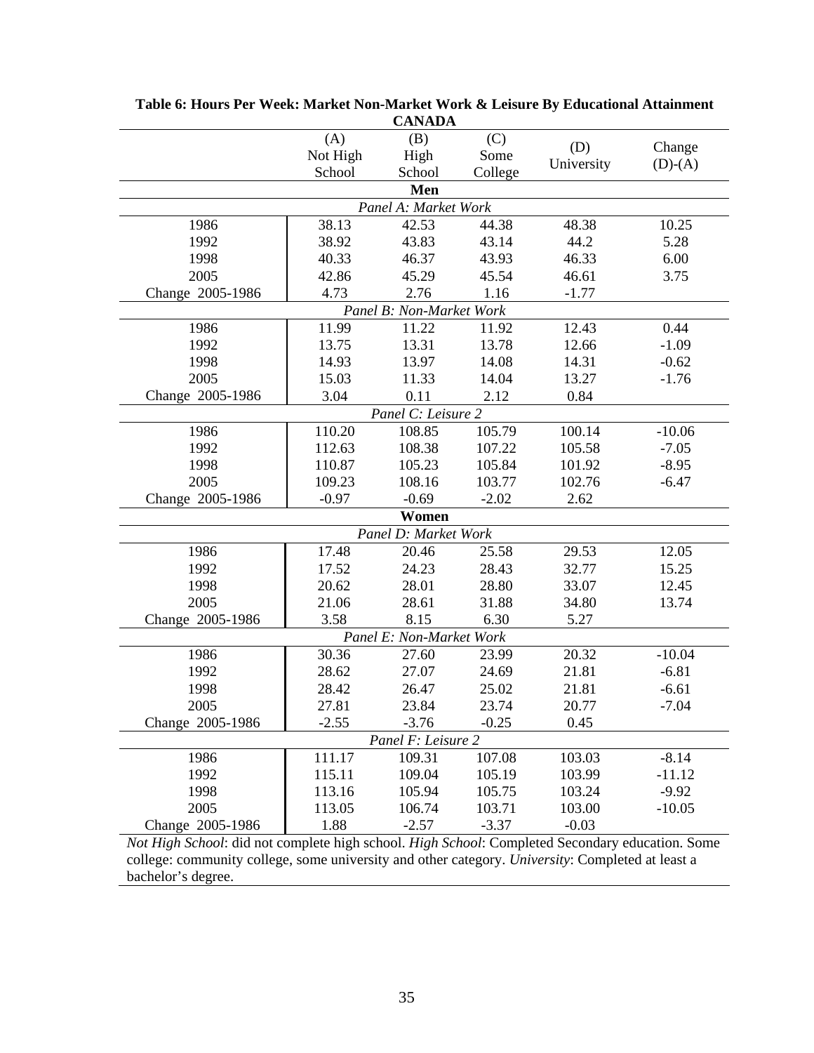**Table 6: Hours Per Week: Market Non-Market Work & Leisure By Educational Attainment**

**CANADA**

| | (A) Not High School | (B) High School | (C) Some College | (D) University | Change (D)-(A) |
|---|---|---|---|---|---|
| | | **Men** | | | |
| | | *Panel A: Market Work* | | | |
| 1986 | 38.13 | 42.53 | 44.38 | 48.38 | 10.25 |
| 1992 | 38.92 | 43.83 | 43.14 | 44.2 | 5.28 |
| 1998 | 40.33 | 46.37 | 43.93 | 46.33 | 6.00 |
| 2005 | 42.86 | 45.29 | 45.54 | 46.61 | 3.75 |
| Change 2005-1986 | 4.73 | 2.76 | 1.16 | -1.77 | |
| | | *Panel B: Non-Market Work* | | | |
| 1986 | 11.99 | 11.22 | 11.92 | 12.43 | 0.44 |
| 1992 | 13.75 | 13.31 | 13.78 | 12.66 | -1.09 |
| 1998 | 14.93 | 13.97 | 14.08 | 14.31 | -0.62 |
| 2005 | 15.03 | 11.33 | 14.04 | 13.27 | -1.76 |
| Change 2005-1986 | 3.04 | 0.11 | 2.12 | 0.84 | |
| | | *Panel C: Leisure 2* | | | |
| 1986 | 110.20 | 108.85 | 105.79 | 100.14 | -10.06 |
| 1992 | 112.63 | 108.38 | 107.22 | 105.58 | -7.05 |
| 1998 | 110.87 | 105.23 | 105.84 | 101.92 | -8.95 |
| 2005 | 109.23 | 108.16 | 103.77 | 102.76 | -6.47 |
| Change 2005-1986 | -0.97 | -0.69 | -2.02 | 2.62 | |
| | | **Women** | | | |
| | | *Panel D: Market Work* | | | |
| 1986 | 17.48 | 20.46 | 25.58 | 29.53 | 12.05 |
| 1992 | 17.52 | 24.23 | 28.43 | 32.77 | 15.25 |
| 1998 | 20.62 | 28.01 | 28.80 | 33.07 | 12.45 |
| 2005 | 21.06 | 28.61 | 31.88 | 34.80 | 13.74 |
| Change 2005-1986 | 3.58 | 8.15 | 6.30 | 5.27 | |
| | | *Panel E: Non-Market Work* | | | |
| 1986 | 30.36 | 27.60 | 23.99 | 20.32 | -10.04 |
| 1992 | 28.62 | 27.07 | 24.69 | 21.81 | -6.81 |
| 1998 | 28.42 | 26.47 | 25.02 | 21.81 | -6.61 |
| 2005 | 27.81 | 23.84 | 23.74 | 20.77 | -7.04 |
| Change 2005-1986 | -2.55 | -3.76 | -0.25 | 0.45 | |
| | | *Panel F: Leisure 2* | | | |
| 1986 | 111.17 | 109.31 | 107.08 | 103.03 | -8.14 |
| 1992 | 115.11 | 109.04 | 105.19 | 103.99 | -11.12 |
| 1998 | 113.16 | 105.94 | 105.75 | 103.24 | -9.92 |
| 2005 | 113.05 | 106.74 | 103.71 | 103.00 | -10.05 |
| Change 2005-1986 | 1.88 | -2.57 | -3.37 | -0.03 | |

*Not High School*: did not complete high school. *High School*: Completed Secondary education. Some college: community college, some university and other category. *University*: Completed at least a bachelor's degree.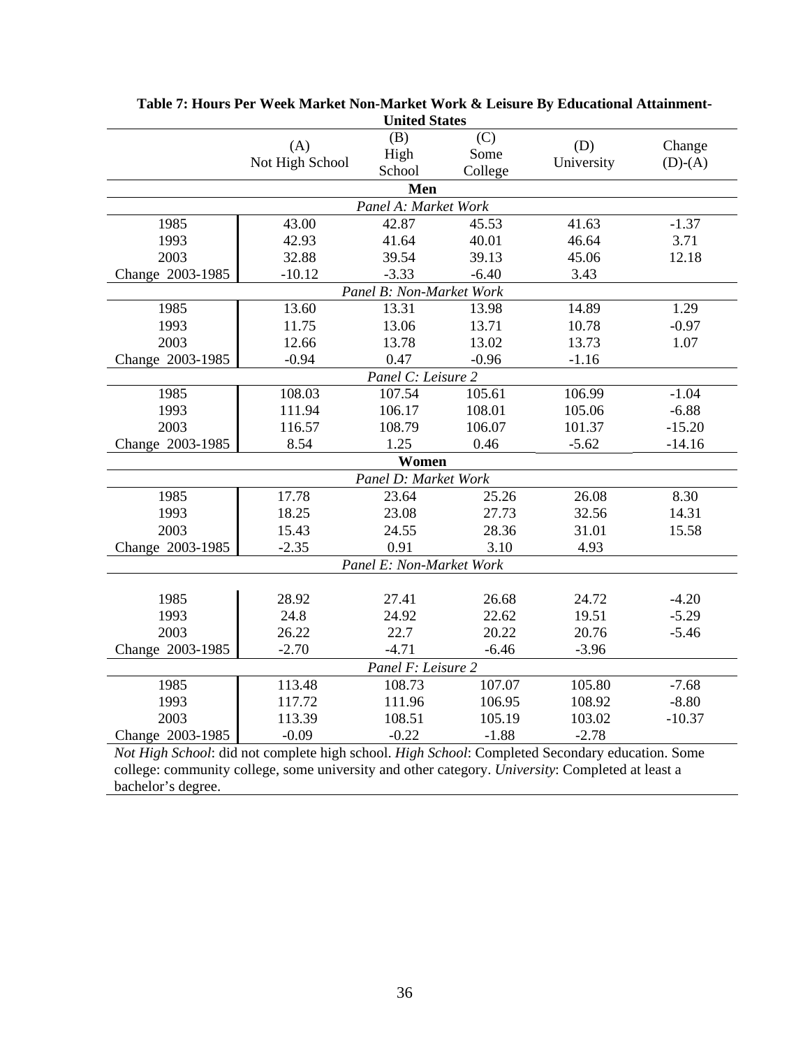**Table 7: Hours Per Week Market Non-Market Work & Leisure By Educational Attainment- United States**

| | (A) Not High School | (B) High School | (C) Some College | (D) University | Change (D)-(A) |
|---|---|---|---|---|---|
| **Men** | | | | | |
| *Panel A: Market Work* | | | | | |
| 1985 | 43.00 | 42.87 | 45.53 | 41.63 | -1.37 |
| 1993 | 42.93 | 41.64 | 40.01 | 46.64 | 3.71 |
| 2003 | 32.88 | 39.54 | 39.13 | 45.06 | 12.18 |
| Change 2003-1985 | -10.12 | -3.33 | -6.40 | 3.43 | |
| *Panel B: Non-Market Work* | | | | | |
| 1985 | 13.60 | 13.31 | 13.98 | 14.89 | 1.29 |
| 1993 | 11.75 | 13.06 | 13.71 | 10.78 | -0.97 |
| 2003 | 12.66 | 13.78 | 13.02 | 13.73 | 1.07 |
| Change 2003-1985 | -0.94 | 0.47 | -0.96 | -1.16 | |
| *Panel C: Leisure 2* | | | | | |
| 1985 | 108.03 | 107.54 | 105.61 | 106.99 | -1.04 |
| 1993 | 111.94 | 106.17 | 108.01 | 105.06 | -6.88 |
| 2003 | 116.57 | 108.79 | 106.07 | 101.37 | -15.20 |
| Change 2003-1985 | 8.54 | 1.25 | 0.46 | -5.62 | -14.16 |
| **Women** | | | | | |
| *Panel D: Market Work* | | | | | |
| 1985 | 17.78 | 23.64 | 25.26 | 26.08 | 8.30 |
| 1993 | 18.25 | 23.08 | 27.73 | 32.56 | 14.31 |
| 2003 | 15.43 | 24.55 | 28.36 | 31.01 | 15.58 |
| Change 2003-1985 | -2.35 | 0.91 | 3.10 | 4.93 | |
| *Panel E: Non-Market Work* | | | | | |
| 1985 | 28.92 | 27.41 | 26.68 | 24.72 | -4.20 |
| 1993 | 24.8 | 24.92 | 22.62 | 19.51 | -5.29 |
| 2003 | 26.22 | 22.7 | 20.22 | 20.76 | -5.46 |
| Change 2003-1985 | -2.70 | -4.71 | -6.46 | -3.96 | |
| *Panel F: Leisure 2* | | | | | |
| 1985 | 113.48 | 108.73 | 107.07 | 105.80 | -7.68 |
| 1993 | 117.72 | 111.96 | 106.95 | 108.92 | -8.80 |
| 2003 | 113.39 | 108.51 | 105.19 | 103.02 | -10.37 |
| Change 2003-1985 | -0.09 | -0.22 | -1.88 | -2.78 | |

*Not High School*: did not complete high school. *High School*: Completed Secondary education. Some college: community college, some university and other category. *University*: Completed at least a bachelor's degree.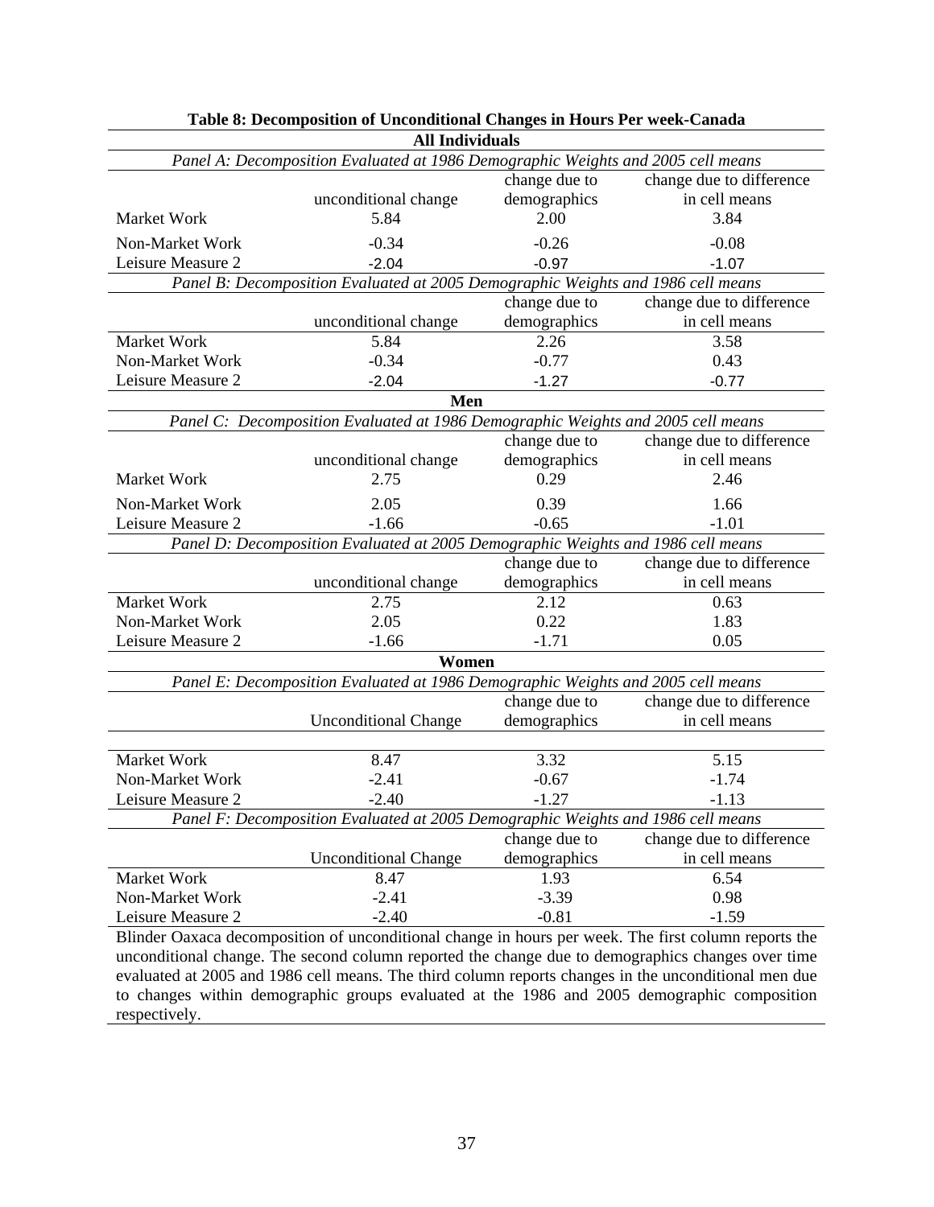**Table 8: Decomposition of Unconditional Changes in Hours Per week-Canada**

**All Individuals**

*Panel A: Decomposition Evaluated at 1986 Demographic Weights and 2005 cell means*

| | unconditional change | change due to demographics | change due to difference in cell means |
|---|---|---|---|
| Market Work | 5.84 | 2.00 | 3.84 |
| Non-Market Work | -0.34 | -0.26 | -0.08 |
| Leisure Measure 2 | -2.04 | -0.97 | -1.07 |

*Panel B: Decomposition Evaluated at 2005 Demographic Weights and 1986 cell means*

| | unconditional change | change due to demographics | change due to difference in cell means |
|---|---|---|---|
| Market Work | 5.84 | 2.26 | 3.58 |
| Non-Market Work | -0.34 | -0.77 | 0.43 |
| Leisure Measure 2 | -2.04 | -1.27 | -0.77 |

**Men**

*Panel C: Decomposition Evaluated at 1986 Demographic Weights and 2005 cell means*

| | unconditional change | change due to demographics | change due to difference in cell means |
|---|---|---|---|
| Market Work | 2.75 | 0.29 | 2.46 |
| Non-Market Work | 2.05 | 0.39 | 1.66 |
| Leisure Measure 2 | -1.66 | -0.65 | -1.01 |

*Panel D: Decomposition Evaluated at 2005 Demographic Weights and 1986 cell means*

| | unconditional change | change due to demographics | change due to difference in cell means |
|---|---|---|---|
| Market Work | 2.75 | 2.12 | 0.63 |
| Non-Market Work | 2.05 | 0.22 | 1.83 |
| Leisure Measure 2 | -1.66 | -1.71 | 0.05 |

**Women**

*Panel E: Decomposition Evaluated at 1986 Demographic Weights and 2005 cell means*

| | Unconditional Change | change due to demographics | change due to difference in cell means |
|---|---|---|---|
| Market Work | 8.47 | 3.32 | 5.15 |
| Non-Market Work | -2.41 | -0.67 | -1.74 |
| Leisure Measure 2 | -2.40 | -1.27 | -1.13 |

*Panel F: Decomposition Evaluated at 2005 Demographic Weights and 1986 cell means*

| | Unconditional Change | change due to demographics | change due to difference in cell means |
|---|---|---|---|
| Market Work | 8.47 | 1.93 | 6.54 |
| Non-Market Work | -2.41 | -3.39 | 0.98 |
| Leisure Measure 2 | -2.40 | -0.81 | -1.59 |

Blinder Oaxaca decomposition of unconditional change in hours per week. The first column reports the unconditional change. The second column reported the change due to demographics changes over time evaluated at 2005 and 1986 cell means. The third column reports changes in the unconditional men due to changes within demographic groups evaluated at the 1986 and 2005 demographic composition respectively.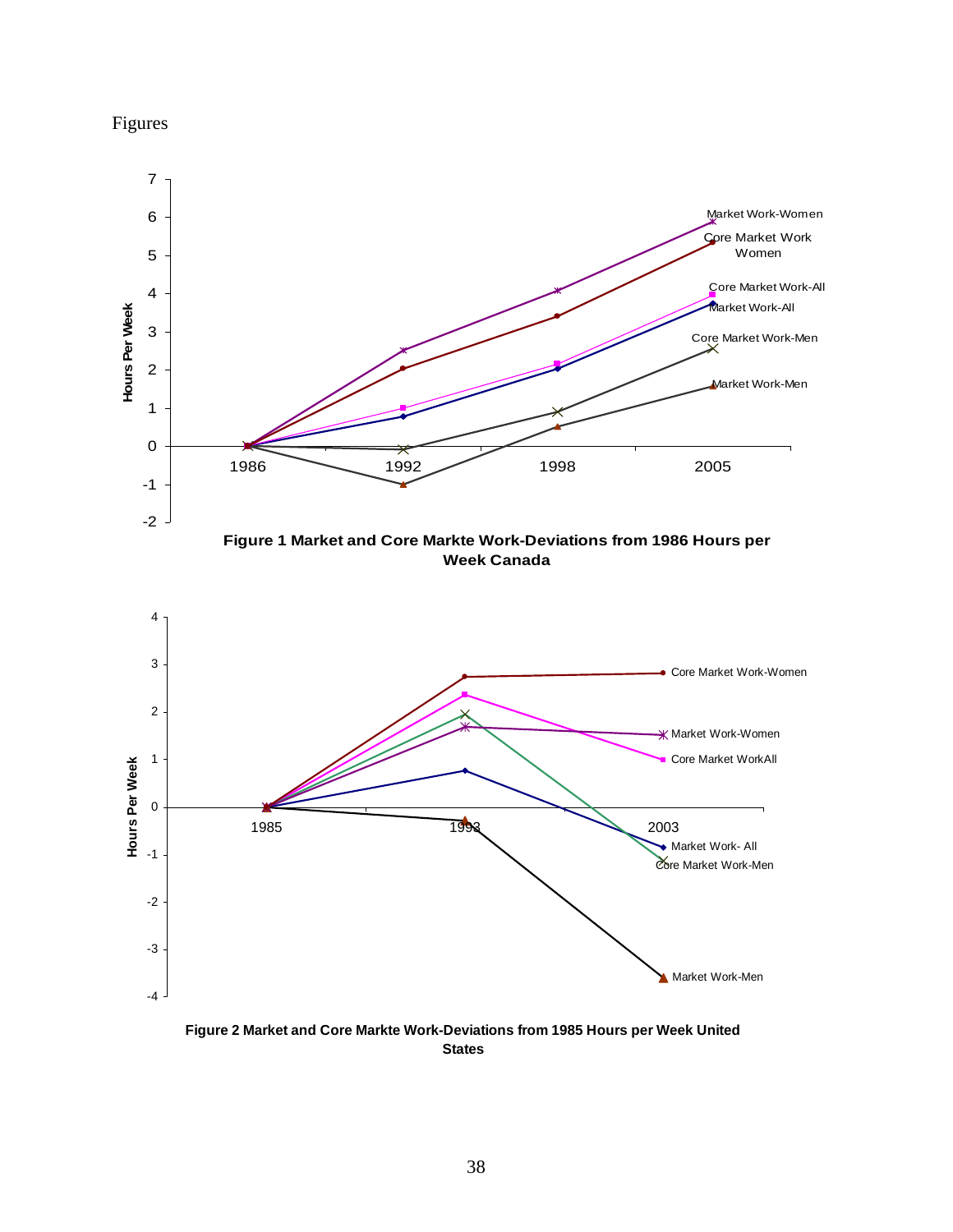Figures

Figure 1 Market and Core Markte Work-Deviations from 1986 Hours per Week Canada

Figure 2 Market and Core Markte Work-Deviations from 1985 Hours per Week United States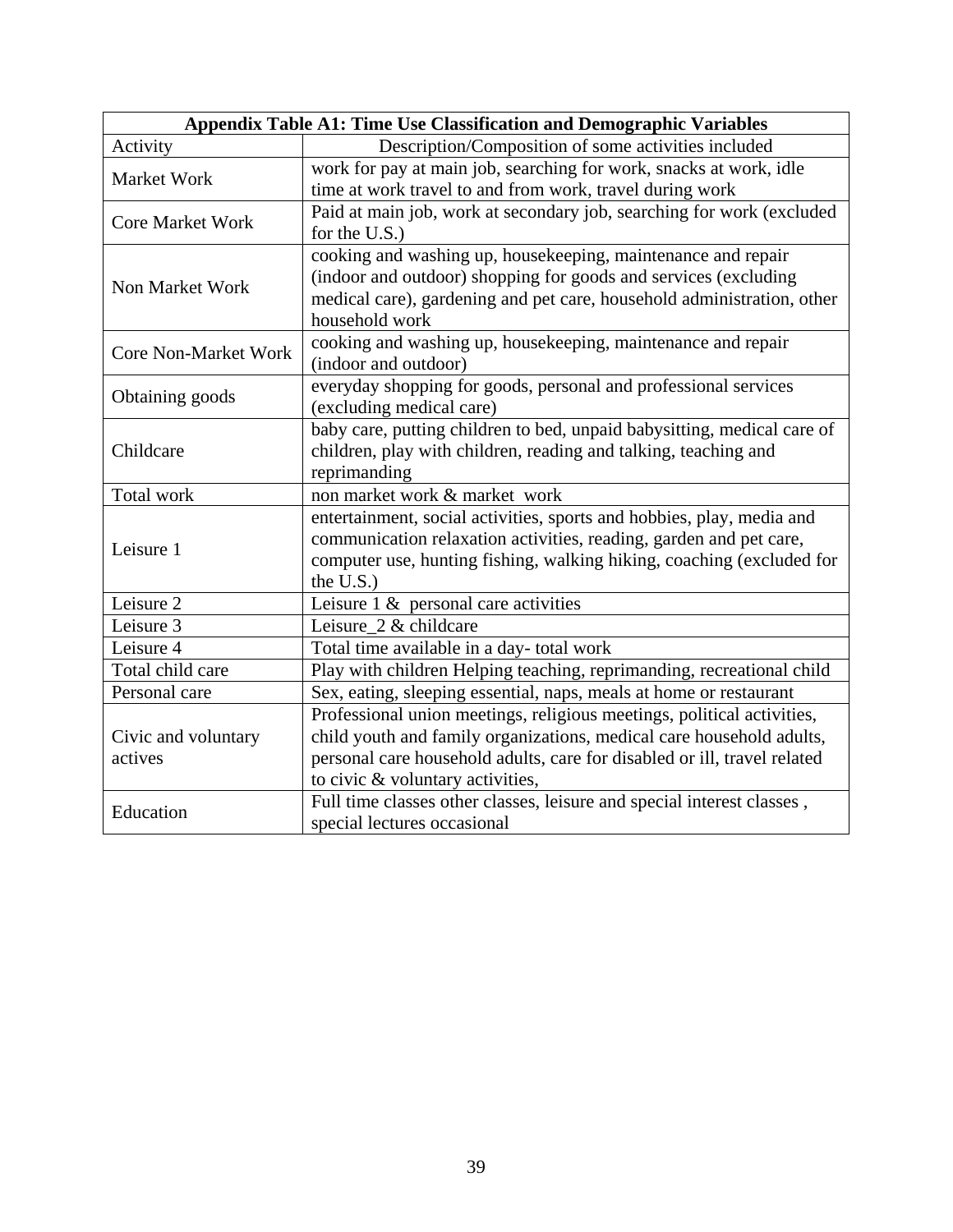**Appendix Table A1: Time Use Classification and Demographic Variables**

| Activity | Description/Composition of some activities included |
|---|---|
| Market Work | work for pay at main job, searching for work, snacks at work, idle time at work travel to and from work, travel during work |
| Core Market Work | Paid at main job, work at secondary job, searching for work (excluded for the U.S.) |
| Non Market Work | cooking and washing up, housekeeping, maintenance and repair (indoor and outdoor) shopping for goods and services (excluding medical care), gardening and pet care, household administration, other household work |
| Core Non-Market Work | cooking and washing up, housekeeping, maintenance and repair (indoor and outdoor) |
| Obtaining goods | everyday shopping for goods, personal and professional services (excluding medical care) |
| Childcare | baby care, putting children to bed, unpaid babysitting, medical care of children, play with children, reading and talking, teaching and reprimanding |
| Total work | non market work & market work |
| Leisure 1 | entertainment, social activities, sports and hobbies, play, media and communication relaxation activities, reading, garden and pet care, computer use, hunting fishing, walking hiking, coaching (excluded for the U.S.) |
| Leisure 2 | Leisure 1 & personal care activities |
| Leisure 3 | Leisure_2 & childcare |
| Leisure 4 | Total time available in a day- total work |
| Total child care | Play with children Helping teaching, reprimanding, recreational child |
| Personal care | Sex, eating, sleeping essential, naps, meals at home or restaurant |
| Civic and voluntary actives | Professional union meetings, religious meetings, political activities, child youth and family organizations, medical care household adults, personal care household adults, care for disabled or ill, travel related to civic & voluntary activities, |
| Education | Full time classes other classes, leisure and special interest classes , special lectures occasional |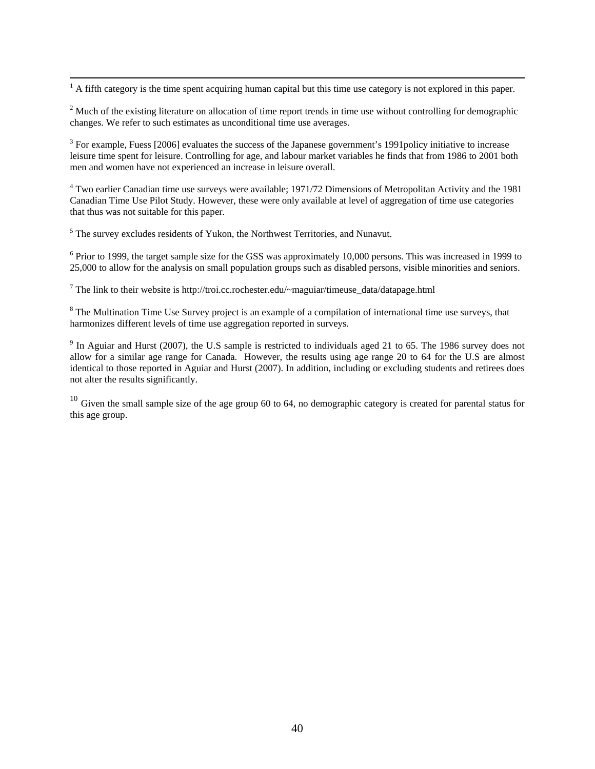[1] A fifth category is the time spent acquiring human capital but this time use category is not explored in this paper.

[2] Much of the existing literature on allocation of time report trends in time use without controlling for demographic changes. We refer to such estimates as unconditional time use averages.

[3] For example, Fuess [2006] evaluates the success of the Japanese government's 1991policy initiative to increase leisure time spent for leisure. Controlling for age, and labour market variables he finds that from 1986 to 2001 both men and women have not experienced an increase in leisure overall.

[4] Two earlier Canadian time use surveys were available; 1971/72 Dimensions of Metropolitan Activity and the 1981 Canadian Time Use Pilot Study. However, these were only available at level of aggregation of time use categories that thus was not suitable for this paper.

[5] The survey excludes residents of Yukon, the Northwest Territories, and Nunavut.

[6] Prior to 1999, the target sample size for the GSS was approximately 10,000 persons. This was increased in 1999 to 25,000 to allow for the analysis on small population groups such as disabled persons, visible minorities and seniors.

[7] The link to their website is http://troi.cc.rochester.edu/~maguiar/timeuse_data/datapage.html

[8] The Multination Time Use Survey project is an example of a compilation of international time use surveys, that harmonizes different levels of time use aggregation reported in surveys.

[9] In Aguiar and Hurst (2007), the U.S sample is restricted to individuals aged 21 to 65. The 1986 survey does not allow for a similar age range for Canada. However, the results using age range 20 to 64 for the U.S are almost identical to those reported in Aguiar and Hurst (2007). In addition, including or excluding students and retirees does not alter the results significantly.

[10] Given the small sample size of the age group 60 to 64, no demographic category is created for parental status for this age group.